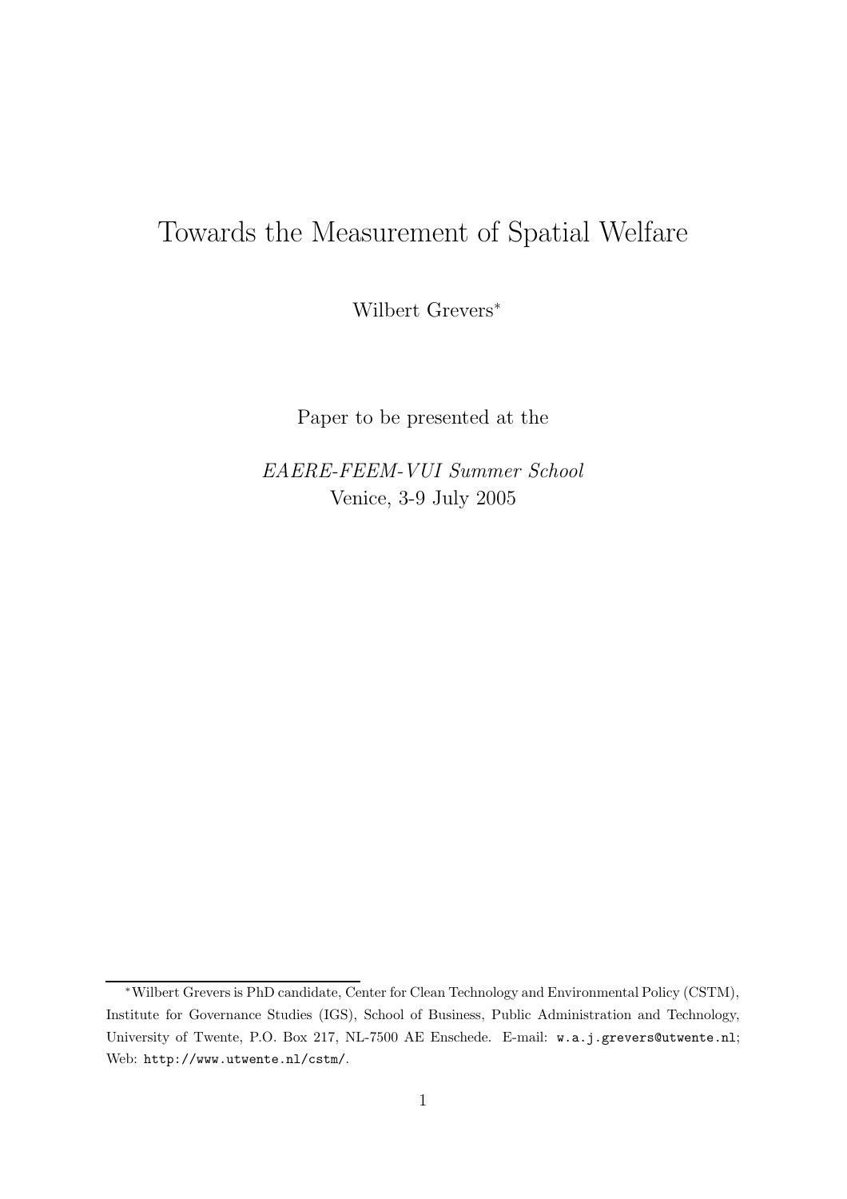# Towards the Measurement of Spatial Welfare

Wilbert Grevers[*]

Paper to be presented at the

*EAERE-FEEM-VUI Summer School*
Venice, 3-9 July 2005

---

[*] Wilbert Grevers is PhD candidate, Center for Clean Technology and Environmental Policy (CSTM), Institute for Governance Studies (IGS), School of Business, Public Administration and Technology, University of Twente, P.O. Box 217, NL-7500 AE Enschede. E-mail: `w.a.j.grevers@utwente.nl`; Web: `http://www.utwente.nl/cstm/`.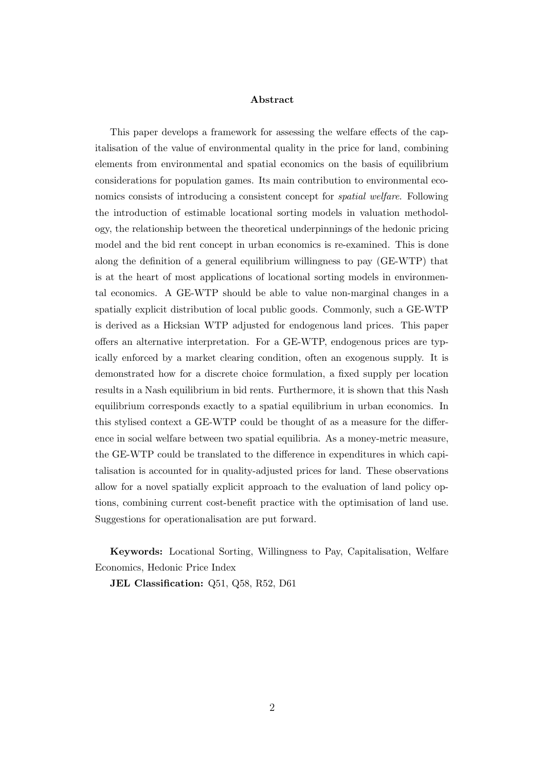**Abstract**

This paper develops a framework for assessing the welfare effects of the capitalisation of the value of environmental quality in the price for land, combining elements from environmental and spatial economics on the basis of equilibrium considerations for population games. Its main contribution to environmental economics consists of introducing a consistent concept for *spatial welfare*. Following the introduction of estimable locational sorting models in valuation methodology, the relationship between the theoretical underpinnings of the hedonic pricing model and the bid rent concept in urban economics is re-examined. This is done along the definition of a general equilibrium willingness to pay (GE-WTP) that is at the heart of most applications of locational sorting models in environmental economics. A GE-WTP should be able to value non-marginal changes in a spatially explicit distribution of local public goods. Commonly, such a GE-WTP is derived as a Hicksian WTP adjusted for endogenous land prices. This paper offers an alternative interpretation. For a GE-WTP, endogenous prices are typically enforced by a market clearing condition, often an exogenous supply. It is demonstrated how for a discrete choice formulation, a fixed supply per location results in a Nash equilibrium in bid rents. Furthermore, it is shown that this Nash equilibrium corresponds exactly to a spatial equilibrium in urban economics. In this stylised context a GE-WTP could be thought of as a measure for the difference in social welfare between two spatial equilibria. As a money-metric measure, the GE-WTP could be translated to the difference in expenditures in which capitalisation is accounted for in quality-adjusted prices for land. These observations allow for a novel spatially explicit approach to the evaluation of land policy options, combining current cost-benefit practice with the optimisation of land use. Suggestions for operationalisation are put forward.

**Keywords:** Locational Sorting, Willingness to Pay, Capitalisation, Welfare Economics, Hedonic Price Index

**JEL Classification:** Q51, Q58, R52, D61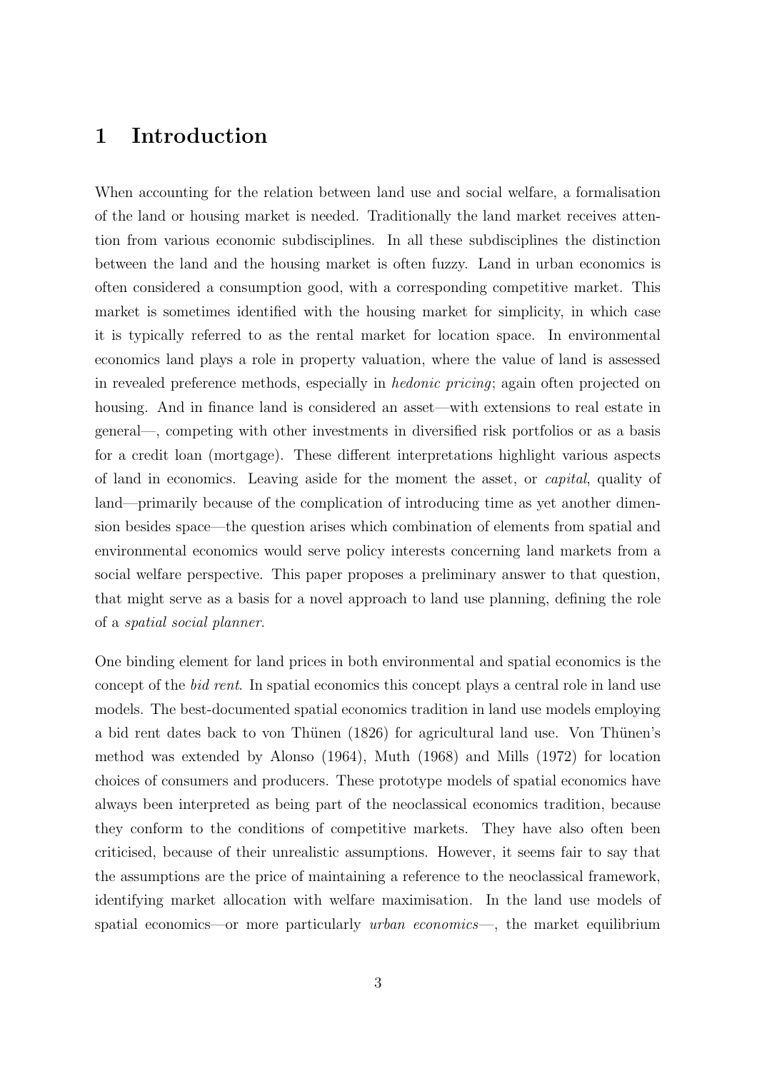# 1 Introduction

When accounting for the relation between land use and social welfare, a formalisation of the land or housing market is needed. Traditionally the land market receives attention from various economic subdisciplines. In all these subdisciplines the distinction between the land and the housing market is often fuzzy. Land in urban economics is often considered a consumption good, with a corresponding competitive market. This market is sometimes identified with the housing market for simplicity, in which case it is typically referred to as the rental market for location space. In environmental economics land plays a role in property valuation, where the value of land is assessed in revealed preference methods, especially in *hedonic pricing*; again often projected on housing. And in finance land is considered an asset—with extensions to real estate in general—, competing with other investments in diversified risk portfolios or as a basis for a credit loan (mortgage). These different interpretations highlight various aspects of land in economics. Leaving aside for the moment the asset, or *capital*, quality of land—primarily because of the complication of introducing time as yet another dimension besides space—the question arises which combination of elements from spatial and environmental economics would serve policy interests concerning land markets from a social welfare perspective. This paper proposes a preliminary answer to that question, that might serve as a basis for a novel approach to land use planning, defining the role of a *spatial social planner*.

One binding element for land prices in both environmental and spatial economics is the concept of the *bid rent*. In spatial economics this concept plays a central role in land use models. The best-documented spatial economics tradition in land use models employing a bid rent dates back to von Thünen (1826) for agricultural land use. Von Thünen's method was extended by Alonso (1964), Muth (1968) and Mills (1972) for location choices of consumers and producers. These prototype models of spatial economics have always been interpreted as being part of the neoclassical economics tradition, because they conform to the conditions of competitive markets. They have also often been criticised, because of their unrealistic assumptions. However, it seems fair to say that the assumptions are the price of maintaining a reference to the neoclassical framework, identifying market allocation with welfare maximisation. In the land use models of spatial economics—or more particularly *urban economics*—, the market equilibrium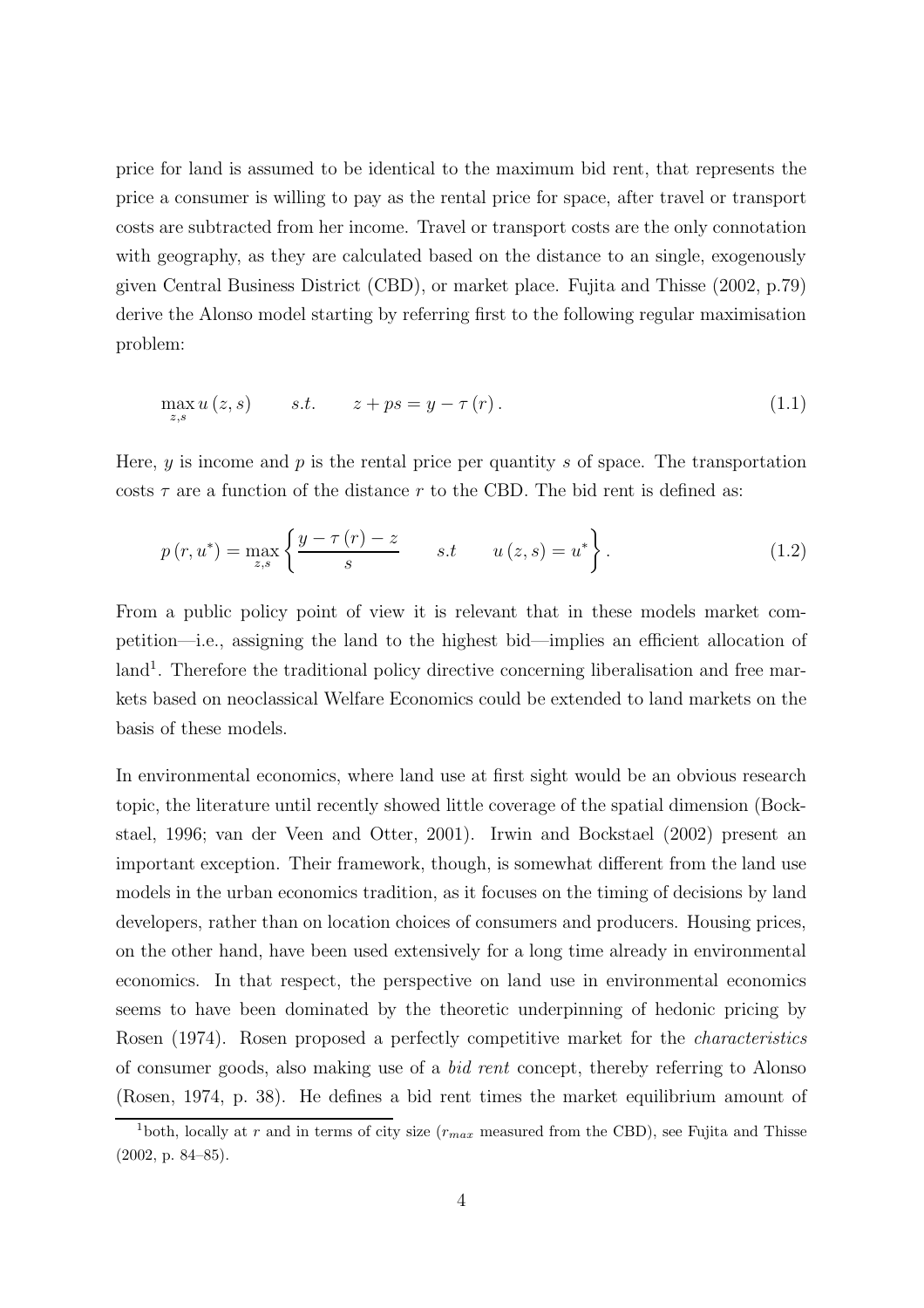price for land is assumed to be identical to the maximum bid rent, that represents the price a consumer is willing to pay as the rental price for space, after travel or transport costs are subtracted from her income. Travel or transport costs are the only connotation with geography, as they are calculated based on the distance to an single, exogenously given Central Business District (CBD), or market place. Fujita and Thisse (2002, p.79) derive the Alonso model starting by referring first to the following regular maximisation problem:

$$\max_{z,s} u(z,s) \qquad s.t. \qquad z + ps = y - \tau(r). \tag{1.1}$$

Here, $y$ is income and $p$ is the rental price per quantity $s$ of space. The transportation costs $\tau$ are a function of the distance $r$ to the CBD. The bid rent is defined as:

$$p(r,u^*) = \max_{z,s} \left\{ \frac{y - \tau(r) - z}{s} \qquad s.t \qquad u(z,s) = u^* \right\}. \tag{1.2}$$

From a public policy point of view it is relevant that in these models market competition—i.e., assigning the land to the highest bid—implies an efficient allocation of land[1]. Therefore the traditional policy directive concerning liberalisation and free markets based on neoclassical Welfare Economics could be extended to land markets on the basis of these models.

In environmental economics, where land use at first sight would be an obvious research topic, the literature until recently showed little coverage of the spatial dimension (Bockstael, 1996; van der Veen and Otter, 2001). Irwin and Bockstael (2002) present an important exception. Their framework, though, is somewhat different from the land use models in the urban economics tradition, as it focuses on the timing of decisions by land developers, rather than on location choices of consumers and producers. Housing prices, on the other hand, have been used extensively for a long time already in environmental economics. In that respect, the perspective on land use in environmental economics seems to have been dominated by the theoretic underpinning of hedonic pricing by Rosen (1974). Rosen proposed a perfectly competitive market for the *characteristics* of consumer goods, also making use of a *bid rent* concept, thereby referring to Alonso (Rosen, 1974, p. 38). He defines a bid rent times the market equilibrium amount of

[1] both, locally at $r$ and in terms of city size ($r_{max}$ measured from the CBD), see Fujita and Thisse (2002, p. 84–85).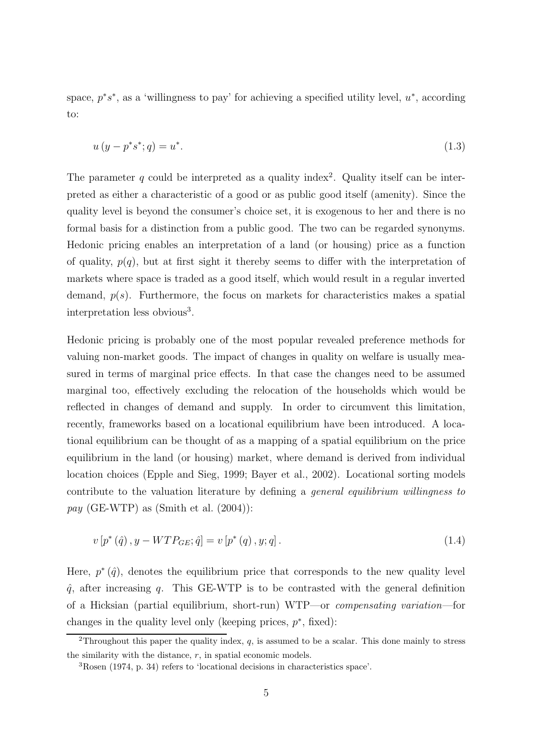space, $p^*s^*$, as a 'willingness to pay' for achieving a specified utility level, $u^*$, according to:

$$u\left(y - p^*s^*; q\right) = u^*. \tag{1.3}$$

The parameter $q$ could be interpreted as a quality index[2]. Quality itself can be interpreted as either a characteristic of a good or as public good itself (amenity). Since the quality level is beyond the consumer's choice set, it is exogenous to her and there is no formal basis for a distinction from a public good. The two can be regarded synonyms. Hedonic pricing enables an interpretation of a land (or housing) price as a function of quality, $p(q)$, but at first sight it thereby seems to differ with the interpretation of markets where space is traded as a good itself, which would result in a regular inverted demand, $p(s)$. Furthermore, the focus on markets for characteristics makes a spatial interpretation less obvious[3].

Hedonic pricing is probably one of the most popular revealed preference methods for valuing non-market goods. The impact of changes in quality on welfare is usually measured in terms of marginal price effects. In that case the changes need to be assumed marginal too, effectively excluding the relocation of the households which would be reflected in changes of demand and supply. In order to circumvent this limitation, recently, frameworks based on a locational equilibrium have been introduced. A locational equilibrium can be thought of as a mapping of a spatial equilibrium on the price equilibrium in the land (or housing) market, where demand is derived from individual location choices (Epple and Sieg, 1999; Bayer et al., 2002). Locational sorting models contribute to the valuation literature by defining a *general equilibrium willingness to pay* (GE-WTP) as (Smith et al. (2004)):

$$v\left[p^*\left(\hat{q}\right), y - WTP_{GE}; \hat{q}\right] = v\left[p^*\left(q\right), y; q\right]. \tag{1.4}$$

Here, $p^*\left(\hat{q}\right)$, denotes the equilibrium price that corresponds to the new quality level $\hat{q}$, after increasing $q$. This GE-WTP is to be contrasted with the general definition of a Hicksian (partial equilibrium, short-run) WTP—or *compensating variation*—for changes in the quality level only (keeping prices, $p^*$, fixed):

---

[2] Throughout this paper the quality index, $q$, is assumed to be a scalar. This done mainly to stress the similarity with the distance, $r$, in spatial economic models.

[3] Rosen (1974, p. 34) refers to 'locational decisions in characteristics space'.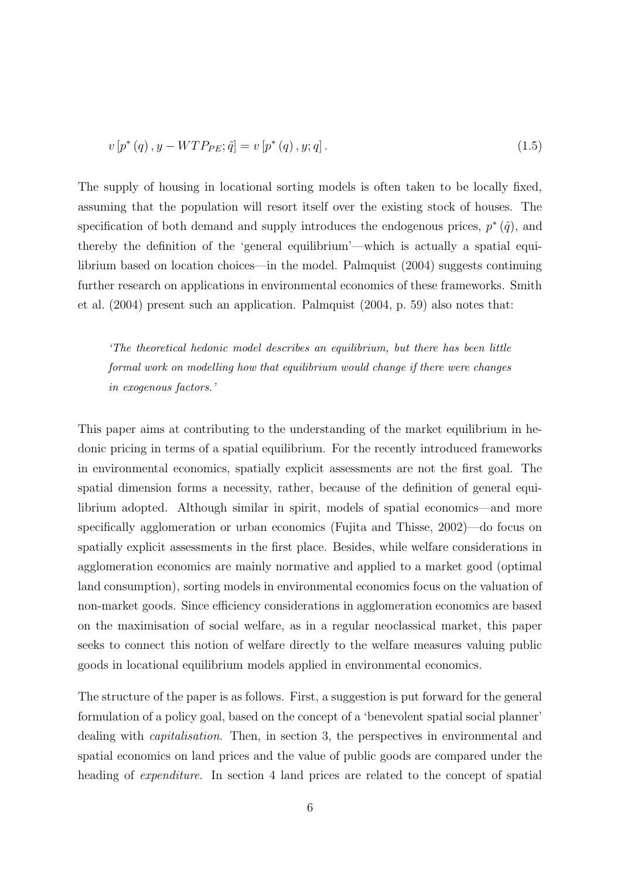$$v\left[p^{*}\left(q\right), y-WTP_{PE}; \hat{q}\right]=v\left[p^{*}\left(q\right), y; q\right]. \tag{1.5}$$

The supply of housing in locational sorting models is often taken to be locally fixed, assuming that the population will resort itself over the existing stock of houses. The specification of both demand and supply introduces the endogenous prices, $p^{*}\left(\hat{q}\right)$, and thereby the definition of the 'general equilibrium'—which is actually a spatial equilibrium based on location choices—in the model. Palmquist (2004) suggests continuing further research on applications in environmental economics of these frameworks. Smith et al. (2004) present such an application. Palmquist (2004, p. 59) also notes that:

> *'The theoretical hedonic model describes an equilibrium, but there has been little formal work on modelling how that equilibrium would change if there were changes in exogenous factors.'*

This paper aims at contributing to the understanding of the market equilibrium in hedonic pricing in terms of a spatial equilibrium. For the recently introduced frameworks in environmental economics, spatially explicit assessments are not the first goal. The spatial dimension forms a necessity, rather, because of the definition of general equilibrium adopted. Although similar in spirit, models of spatial economics—and more specifically agglomeration or urban economics (Fujita and Thisse, 2002)—do focus on spatially explicit assessments in the first place. Besides, while welfare considerations in agglomeration economics are mainly normative and applied to a market good (optimal land consumption), sorting models in environmental economics focus on the valuation of non-market goods. Since efficiency considerations in agglomeration economics are based on the maximisation of social welfare, as in a regular neoclassical market, this paper seeks to connect this notion of welfare directly to the welfare measures valuing public goods in locational equilibrium models applied in environmental economics.

The structure of the paper is as follows. First, a suggestion is put forward for the general formulation of a policy goal, based on the concept of a 'benevolent spatial social planner' dealing with *capitalisation*. Then, in section 3, the perspectives in environmental and spatial economics on land prices and the value of public goods are compared under the heading of *expenditure*. In section 4 land prices are related to the concept of spatial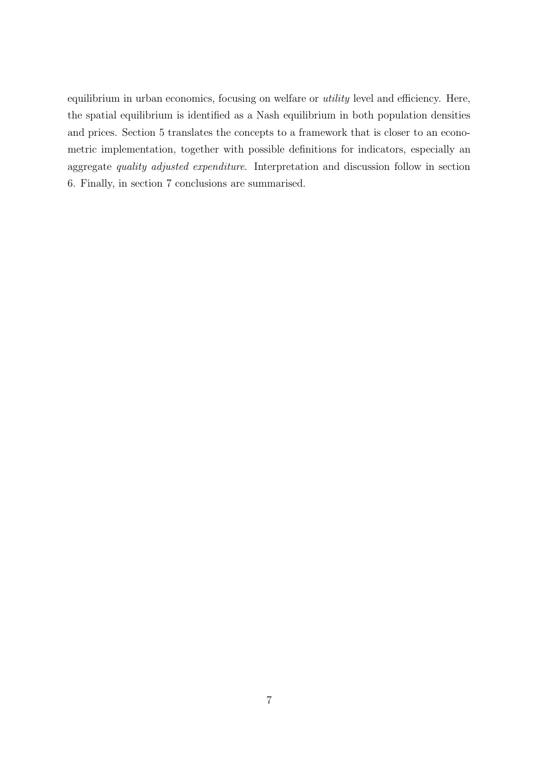equilibrium in urban economics, focusing on welfare or *utility* level and efficiency. Here, the spatial equilibrium is identified as a Nash equilibrium in both population densities and prices. Section 5 translates the concepts to a framework that is closer to an econometric implementation, together with possible definitions for indicators, especially an aggregate *quality adjusted expenditure*. Interpretation and discussion follow in section 6. Finally, in section 7 conclusions are summarised.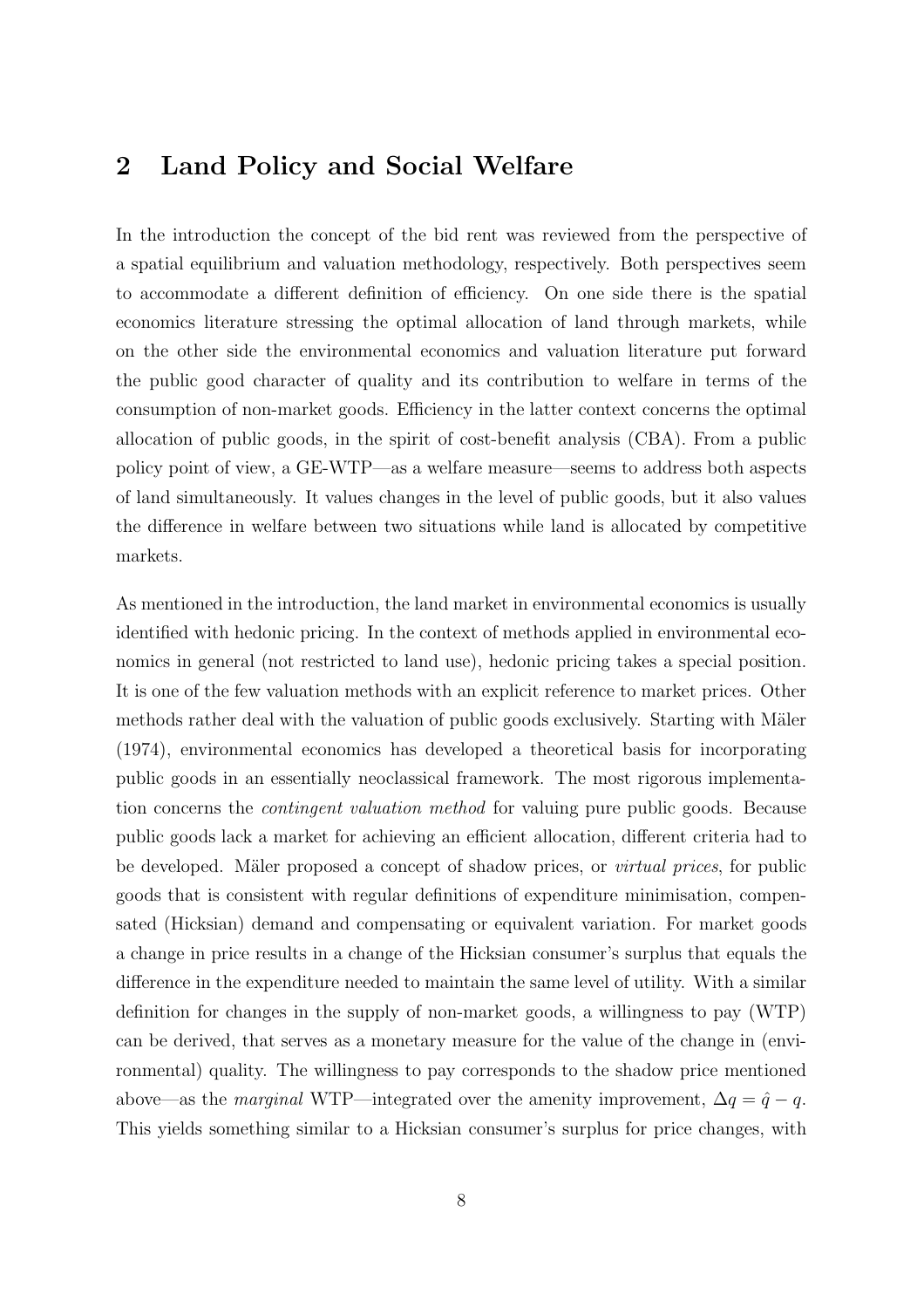## 2 Land Policy and Social Welfare

In the introduction the concept of the bid rent was reviewed from the perspective of a spatial equilibrium and valuation methodology, respectively. Both perspectives seem to accommodate a different definition of efficiency. On one side there is the spatial economics literature stressing the optimal allocation of land through markets, while on the other side the environmental economics and valuation literature put forward the public good character of quality and its contribution to welfare in terms of the consumption of non-market goods. Efficiency in the latter context concerns the optimal allocation of public goods, in the spirit of cost-benefit analysis (CBA). From a public policy point of view, a GE-WTP—as a welfare measure—seems to address both aspects of land simultaneously. It values changes in the level of public goods, but it also values the difference in welfare between two situations while land is allocated by competitive markets.

As mentioned in the introduction, the land market in environmental economics is usually identified with hedonic pricing. In the context of methods applied in environmental economics in general (not restricted to land use), hedonic pricing takes a special position. It is one of the few valuation methods with an explicit reference to market prices. Other methods rather deal with the valuation of public goods exclusively. Starting with Mäler (1974), environmental economics has developed a theoretical basis for incorporating public goods in an essentially neoclassical framework. The most rigorous implementation concerns the *contingent valuation method* for valuing pure public goods. Because public goods lack a market for achieving an efficient allocation, different criteria had to be developed. Mäler proposed a concept of shadow prices, or *virtual prices*, for public goods that is consistent with regular definitions of expenditure minimisation, compensated (Hicksian) demand and compensating or equivalent variation. For market goods a change in price results in a change of the Hicksian consumer's surplus that equals the difference in the expenditure needed to maintain the same level of utility. With a similar definition for changes in the supply of non-market goods, a willingness to pay (WTP) can be derived, that serves as a monetary measure for the value of the change in (environmental) quality. The willingness to pay corresponds to the shadow price mentioned above—as the *marginal* WTP—integrated over the amenity improvement, $\Delta q = \hat{q} - q$. This yields something similar to a Hicksian consumer's surplus for price changes, with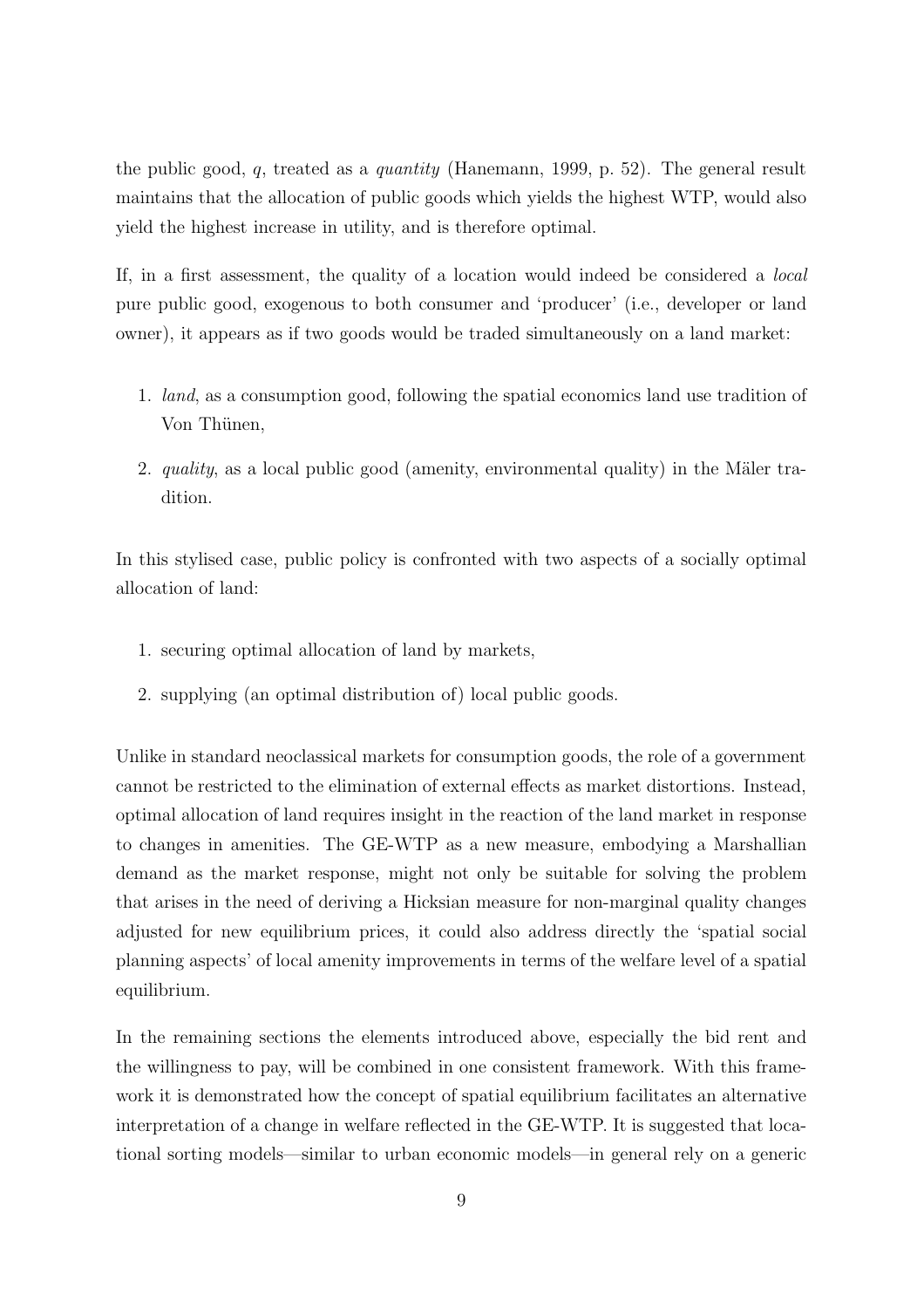the public good, $q$, treated as a *quantity* (Hanemann, 1999, p. 52). The general result maintains that the allocation of public goods which yields the highest WTP, would also yield the highest increase in utility, and is therefore optimal.

If, in a first assessment, the quality of a location would indeed be considered a *local* pure public good, exogenous to both consumer and 'producer' (i.e., developer or land owner), it appears as if two goods would be traded simultaneously on a land market:

1. *land*, as a consumption good, following the spatial economics land use tradition of Von Thünen,
2. *quality*, as a local public good (amenity, environmental quality) in the Mäler tradition.

In this stylised case, public policy is confronted with two aspects of a socially optimal allocation of land:

1. securing optimal allocation of land by markets,
2. supplying (an optimal distribution of) local public goods.

Unlike in standard neoclassical markets for consumption goods, the role of a government cannot be restricted to the elimination of external effects as market distortions. Instead, optimal allocation of land requires insight in the reaction of the land market in response to changes in amenities. The GE-WTP as a new measure, embodying a Marshallian demand as the market response, might not only be suitable for solving the problem that arises in the need of deriving a Hicksian measure for non-marginal quality changes adjusted for new equilibrium prices, it could also address directly the 'spatial social planning aspects' of local amenity improvements in terms of the welfare level of a spatial equilibrium.

In the remaining sections the elements introduced above, especially the bid rent and the willingness to pay, will be combined in one consistent framework. With this framework it is demonstrated how the concept of spatial equilibrium facilitates an alternative interpretation of a change in welfare reflected in the GE-WTP. It is suggested that locational sorting models—similar to urban economic models—in general rely on a generic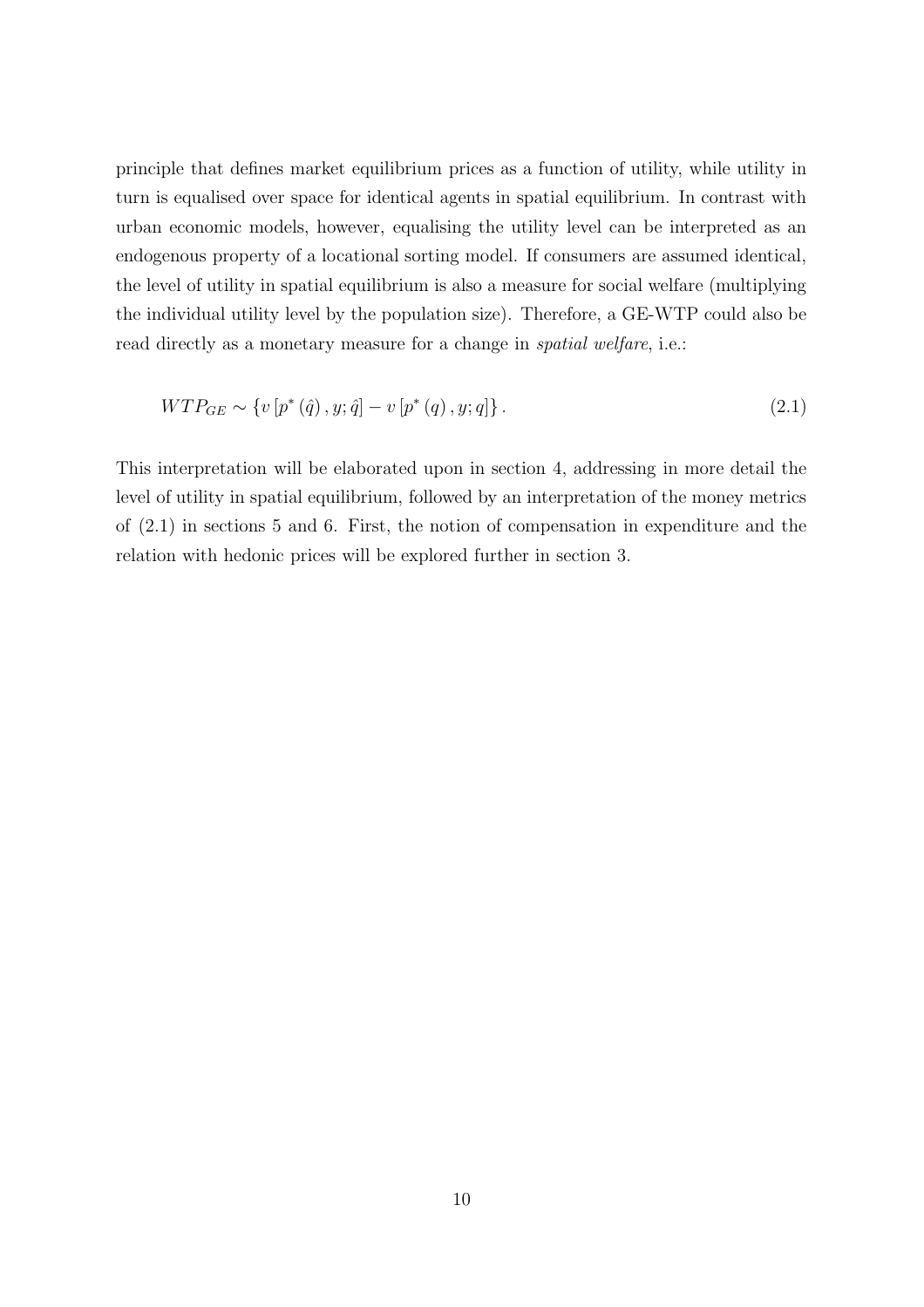principle that defines market equilibrium prices as a function of utility, while utility in turn is equalised over space for identical agents in spatial equilibrium. In contrast with urban economic models, however, equalising the utility level can be interpreted as an endogenous property of a locational sorting model. If consumers are assumed identical, the level of utility in spatial equilibrium is also a measure for social welfare (multiplying the individual utility level by the population size). Therefore, a GE-WTP could also be read directly as a monetary measure for a change in *spatial welfare*, i.e.:

$$WTP_{GE} \sim \{v\left[p^*\left(\hat{q}\right), y; \hat{q}\right] - v\left[p^*\left(q\right), y; q\right]\}. \tag{2.1}$$

This interpretation will be elaborated upon in section 4, addressing in more detail the level of utility in spatial equilibrium, followed by an interpretation of the money metrics of (2.1) in sections 5 and 6. First, the notion of compensation in expenditure and the relation with hedonic prices will be explored further in section 3.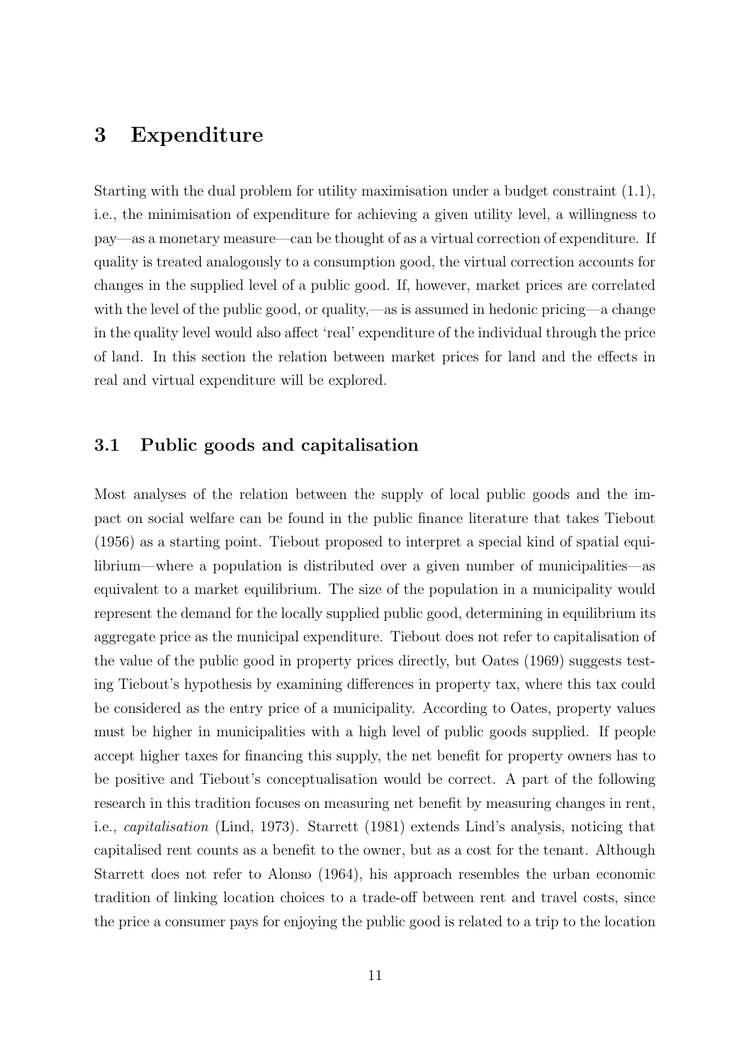# 3 Expenditure

Starting with the dual problem for utility maximisation under a budget constraint (1.1), i.e., the minimisation of expenditure for achieving a given utility level, a willingness to pay—as a monetary measure—can be thought of as a virtual correction of expenditure. If quality is treated analogously to a consumption good, the virtual correction accounts for changes in the supplied level of a public good. If, however, market prices are correlated with the level of the public good, or quality,—as is assumed in hedonic pricing—a change in the quality level would also affect 'real' expenditure of the individual through the price of land. In this section the relation between market prices for land and the effects in real and virtual expenditure will be explored.

## 3.1 Public goods and capitalisation

Most analyses of the relation between the supply of local public goods and the impact on social welfare can be found in the public finance literature that takes Tiebout (1956) as a starting point. Tiebout proposed to interpret a special kind of spatial equilibrium—where a population is distributed over a given number of municipalities—as equivalent to a market equilibrium. The size of the population in a municipality would represent the demand for the locally supplied public good, determining in equilibrium its aggregate price as the municipal expenditure. Tiebout does not refer to capitalisation of the value of the public good in property prices directly, but Oates (1969) suggests testing Tiebout's hypothesis by examining differences in property tax, where this tax could be considered as the entry price of a municipality. According to Oates, property values must be higher in municipalities with a high level of public goods supplied. If people accept higher taxes for financing this supply, the net benefit for property owners has to be positive and Tiebout's conceptualisation would be correct. A part of the following research in this tradition focuses on measuring net benefit by measuring changes in rent, i.e., *capitalisation* (Lind, 1973). Starrett (1981) extends Lind's analysis, noticing that capitalised rent counts as a benefit to the owner, but as a cost for the tenant. Although Starrett does not refer to Alonso (1964), his approach resembles the urban economic tradition of linking location choices to a trade-off between rent and travel costs, since the price a consumer pays for enjoying the public good is related to a trip to the location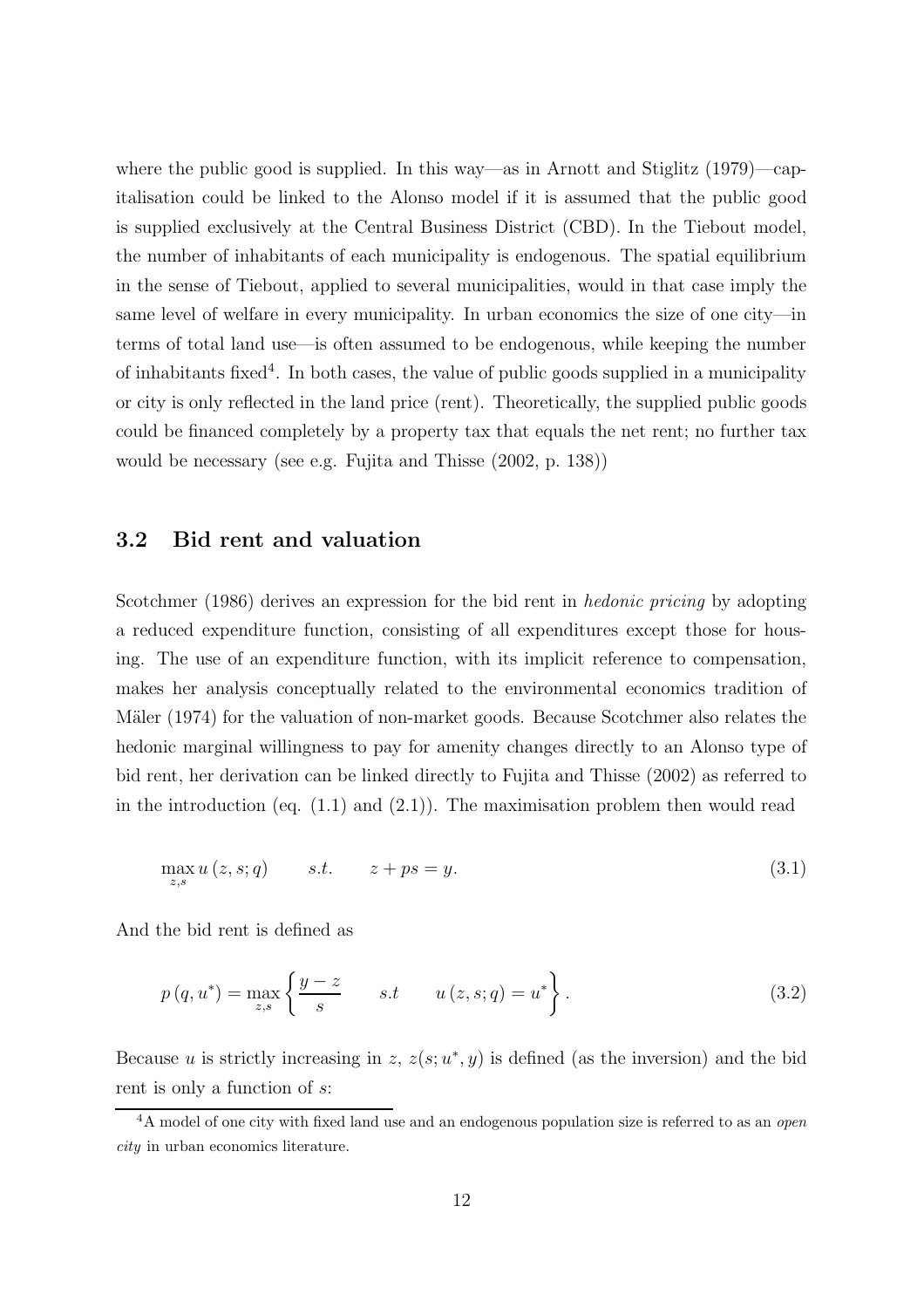where the public good is supplied. In this way—as in Arnott and Stiglitz (1979)—capitalisation could be linked to the Alonso model if it is assumed that the public good is supplied exclusively at the Central Business District (CBD). In the Tiebout model, the number of inhabitants of each municipality is endogenous. The spatial equilibrium in the sense of Tiebout, applied to several municipalities, would in that case imply the same level of welfare in every municipality. In urban economics the size of one city—in terms of total land use—is often assumed to be endogenous, while keeping the number of inhabitants fixed[4]. In both cases, the value of public goods supplied in a municipality or city is only reflected in the land price (rent). Theoretically, the supplied public goods could be financed completely by a property tax that equals the net rent; no further tax would be necessary (see e.g. Fujita and Thisse (2002, p. 138))

## 3.2 Bid rent and valuation

Scotchmer (1986) derives an expression for the bid rent in *hedonic pricing* by adopting a reduced expenditure function, consisting of all expenditures except those for housing. The use of an expenditure function, with its implicit reference to compensation, makes her analysis conceptually related to the environmental economics tradition of Mäler (1974) for the valuation of non-market goods. Because Scotchmer also relates the hedonic marginal willingness to pay for amenity changes directly to an Alonso type of bid rent, her derivation can be linked directly to Fujita and Thisse (2002) as referred to in the introduction (eq. (1.1) and (2.1)). The maximisation problem then would read

$$\max_{z,s} u\left(z, s; q\right) \qquad s.t. \qquad z + ps = y. \tag{3.1}$$

And the bid rent is defined as

$$p\left(q, u^{*}\right) = \max_{z,s} \left\{ \frac{y - z}{s} \qquad s.t \qquad u\left(z, s; q\right) = u^{*} \right\}. \tag{3.2}$$

Because $u$ is strictly increasing in $z$, $z(s; u^{*}, y)$ is defined (as the inversion) and the bid rent is only a function of $s$:

[4] A model of one city with fixed land use and an endogenous population size is referred to as an *open city* in urban economics literature.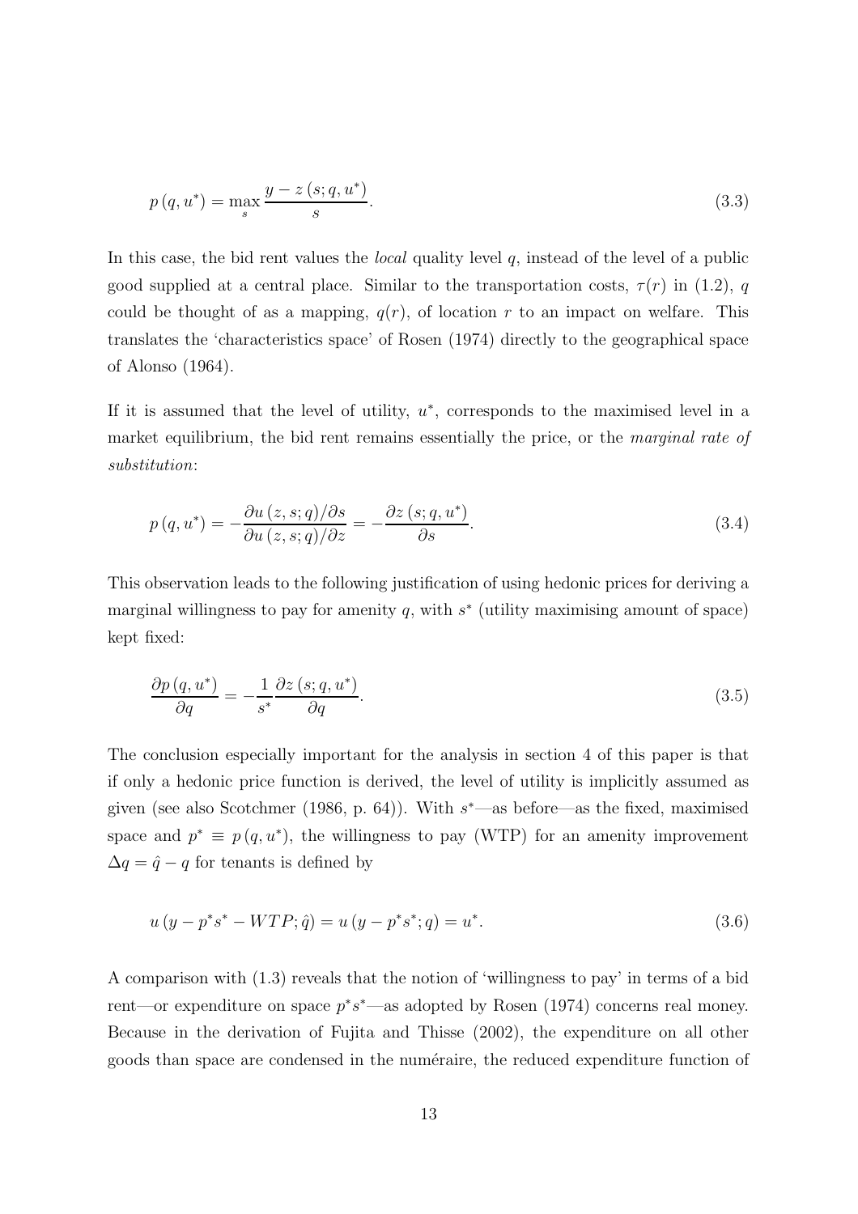$$p(q, u^*) = \max_s \frac{y - z(s; q, u^*)}{s}. \tag{3.3}$$

In this case, the bid rent values the *local* quality level $q$, instead of the level of a public good supplied at a central place. Similar to the transportation costs, $\tau(r)$ in (1.2), $q$ could be thought of as a mapping, $q(r)$, of location $r$ to an impact on welfare. This translates the 'characteristics space' of Rosen (1974) directly to the geographical space of Alonso (1964).

If it is assumed that the level of utility, $u^*$, corresponds to the maximised level in a market equilibrium, the bid rent remains essentially the price, or the *marginal rate of substitution*:

$$p(q, u^*) = -\frac{\partial u(z, s; q)/\partial s}{\partial u(z, s; q)/\partial z} = -\frac{\partial z(s; q, u^*)}{\partial s}. \tag{3.4}$$

This observation leads to the following justification of using hedonic prices for deriving a marginal willingness to pay for amenity $q$, with $s^*$ (utility maximising amount of space) kept fixed:

$$\frac{\partial p(q, u^*)}{\partial q} = -\frac{1}{s^*}\frac{\partial z(s; q, u^*)}{\partial q}. \tag{3.5}$$

The conclusion especially important for the analysis in section 4 of this paper is that if only a hedonic price function is derived, the level of utility is implicitly assumed as given (see also Scotchmer (1986, p. 64)). With $s^*$—as before—as the fixed, maximised space and $p^* \equiv p(q, u^*)$, the willingness to pay (WTP) for an amenity improvement $\Delta q = \hat{q} - q$ for tenants is defined by

$$u(y - p^*s^* - WTP; \hat{q}) = u(y - p^*s^*; q) = u^*. \tag{3.6}$$

A comparison with (1.3) reveals that the notion of 'willingness to pay' in terms of a bid rent—or expenditure on space $p^*s^*$—as adopted by Rosen (1974) concerns real money. Because in the derivation of Fujita and Thisse (2002), the expenditure on all other goods than space are condensed in the numéraire, the reduced expenditure function of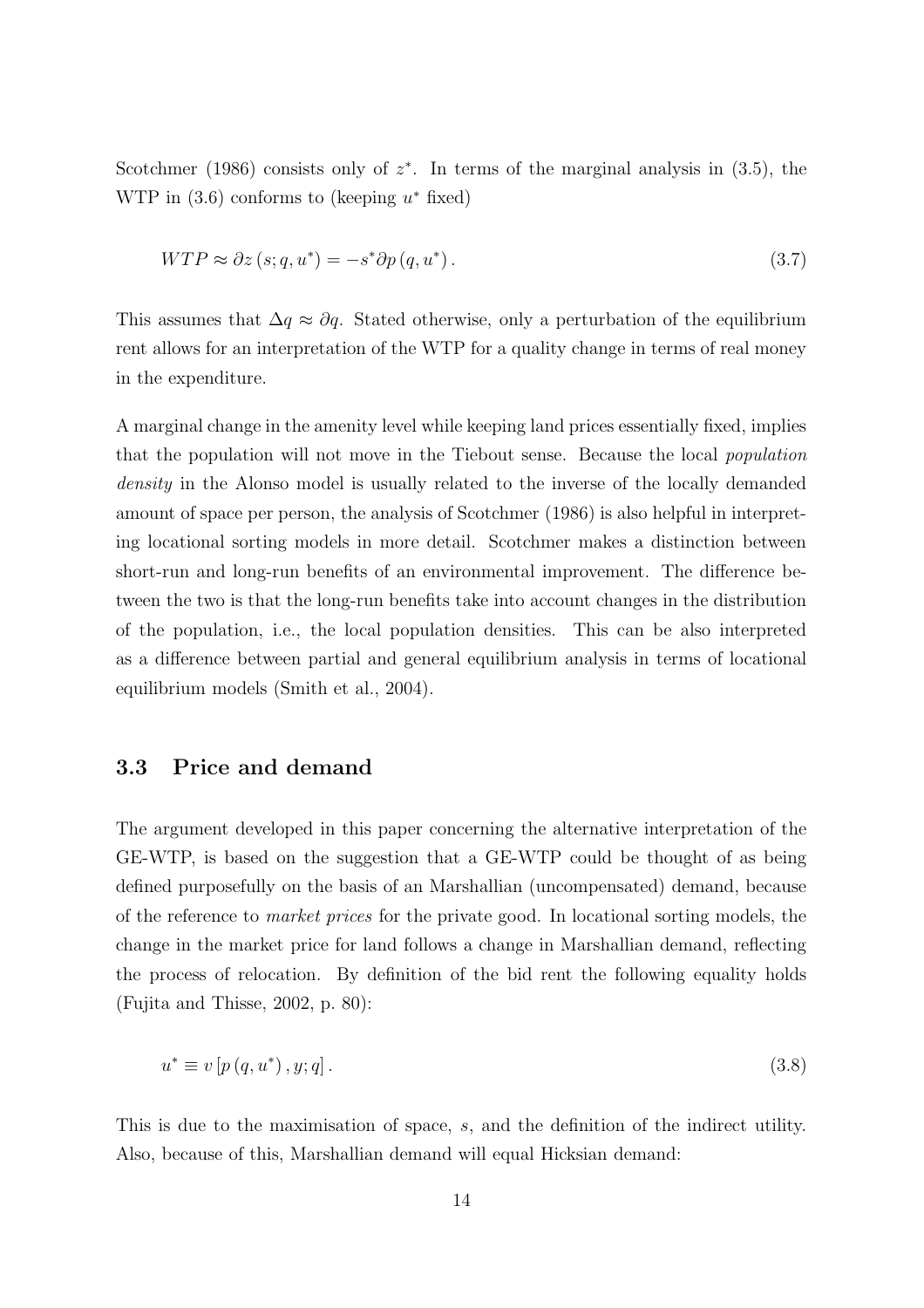Scotchmer (1986) consists only of $z^*$. In terms of the marginal analysis in (3.5), the WTP in (3.6) conforms to (keeping $u^*$ fixed)

$$WTP \approx \partial z\left(s;q,u^*\right) = -s^* \partial p\left(q,u^*\right). \tag{3.7}$$

This assumes that $\Delta q \approx \partial q$. Stated otherwise, only a perturbation of the equilibrium rent allows for an interpretation of the WTP for a quality change in terms of real money in the expenditure.

A marginal change in the amenity level while keeping land prices essentially fixed, implies that the population will not move in the Tiebout sense. Because the local *population density* in the Alonso model is usually related to the inverse of the locally demanded amount of space per person, the analysis of Scotchmer (1986) is also helpful in interpreting locational sorting models in more detail. Scotchmer makes a distinction between short-run and long-run benefits of an environmental improvement. The difference between the two is that the long-run benefits take into account changes in the distribution of the population, i.e., the local population densities. This can be also interpreted as a difference between partial and general equilibrium analysis in terms of locational equilibrium models (Smith et al., 2004).

### 3.3 Price and demand

The argument developed in this paper concerning the alternative interpretation of the GE-WTP, is based on the suggestion that a GE-WTP could be thought of as being defined purposefully on the basis of an Marshallian (uncompensated) demand, because of the reference to *market prices* for the private good. In locational sorting models, the change in the market price for land follows a change in Marshallian demand, reflecting the process of relocation. By definition of the bid rent the following equality holds (Fujita and Thisse, 2002, p. 80):

$$u^* \equiv v\left[p\left(q,u^*\right),y;q\right]. \tag{3.8}$$

This is due to the maximisation of space, $s$, and the definition of the indirect utility. Also, because of this, Marshallian demand will equal Hicksian demand: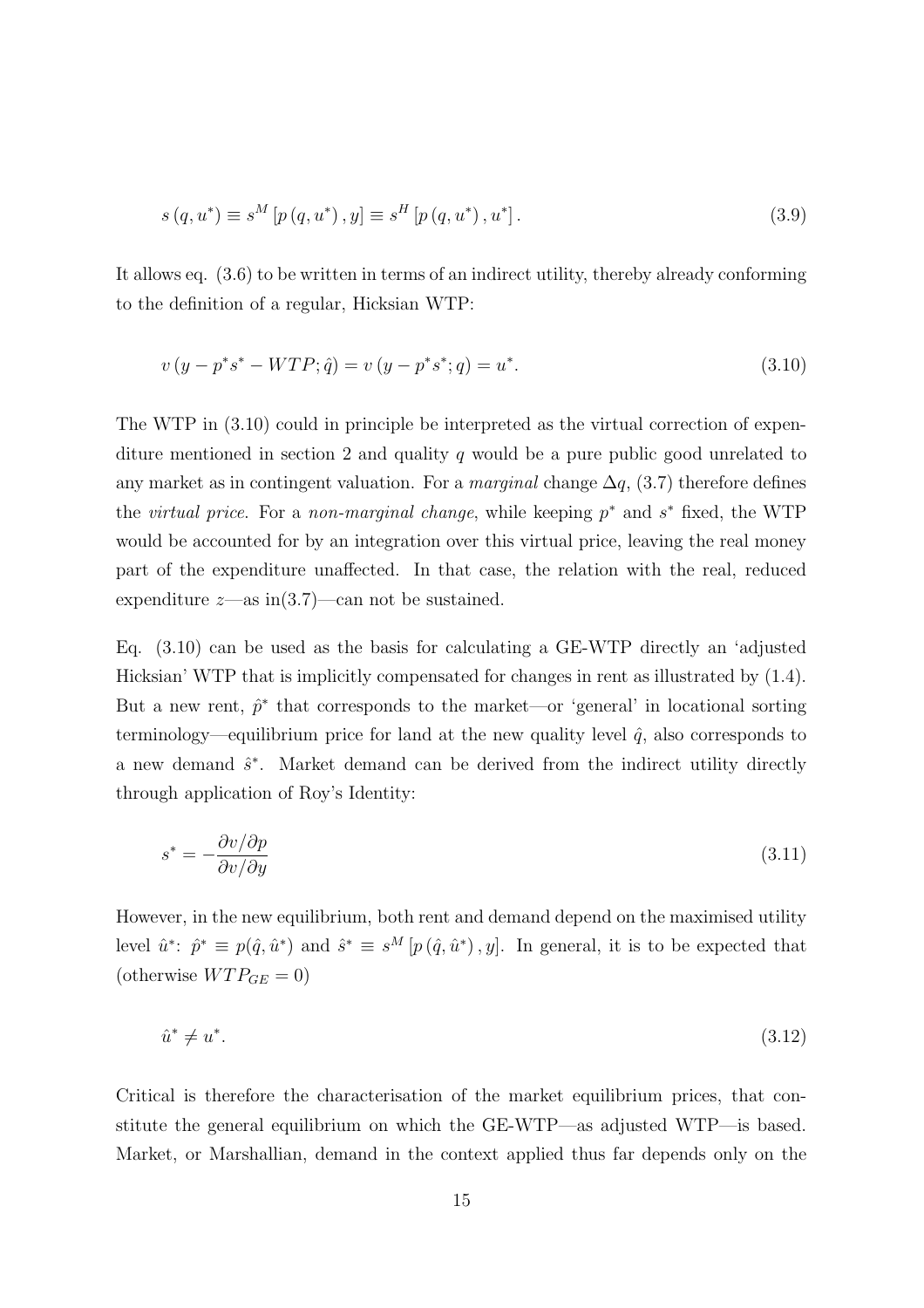$$s(q, u^*) \equiv s^M[p(q, u^*), y] \equiv s^H[p(q, u^*), u^*]. \tag{3.9}$$

It allows eq. (3.6) to be written in terms of an indirect utility, thereby already conforming to the definition of a regular, Hicksian WTP:

$$v(y - p^* s^* - WTP; \hat{q}) = v(y - p^* s^*; q) = u^*. \tag{3.10}$$

The WTP in (3.10) could in principle be interpreted as the virtual correction of expenditure mentioned in section 2 and quality $q$ would be a pure public good unrelated to any market as in contingent valuation. For a *marginal* change $\Delta q$, (3.7) therefore defines the *virtual price*. For a *non-marginal change*, while keeping $p^*$ and $s^*$ fixed, the WTP would be accounted for by an integration over this virtual price, leaving the real money part of the expenditure unaffected. In that case, the relation with the real, reduced expenditure $z$—as in(3.7)—can not be sustained.

Eq. (3.10) can be used as the basis for calculating a GE-WTP directly an 'adjusted Hicksian' WTP that is implicitly compensated for changes in rent as illustrated by (1.4). But a new rent, $\hat{p}^*$ that corresponds to the market—or 'general' in locational sorting terminology—equilibrium price for land at the new quality level $\hat{q}$, also corresponds to a new demand $\hat{s}^*$. Market demand can be derived from the indirect utility directly through application of Roy's Identity:

$$s^* = -\frac{\partial v / \partial p}{\partial v / \partial y} \tag{3.11}$$

However, in the new equilibrium, both rent and demand depend on the maximised utility level $\hat{u}^*$: $\hat{p}^* \equiv p(\hat{q}, \hat{u}^*)$ and $\hat{s}^* \equiv s^M[p(\hat{q}, \hat{u}^*), y]$. In general, it is to be expected that (otherwise $WTP_{GE} = 0$)

$$\hat{u}^* \neq u^*. \tag{3.12}$$

Critical is therefore the characterisation of the market equilibrium prices, that constitute the general equilibrium on which the GE-WTP—as adjusted WTP—is based. Market, or Marshallian, demand in the context applied thus far depends only on the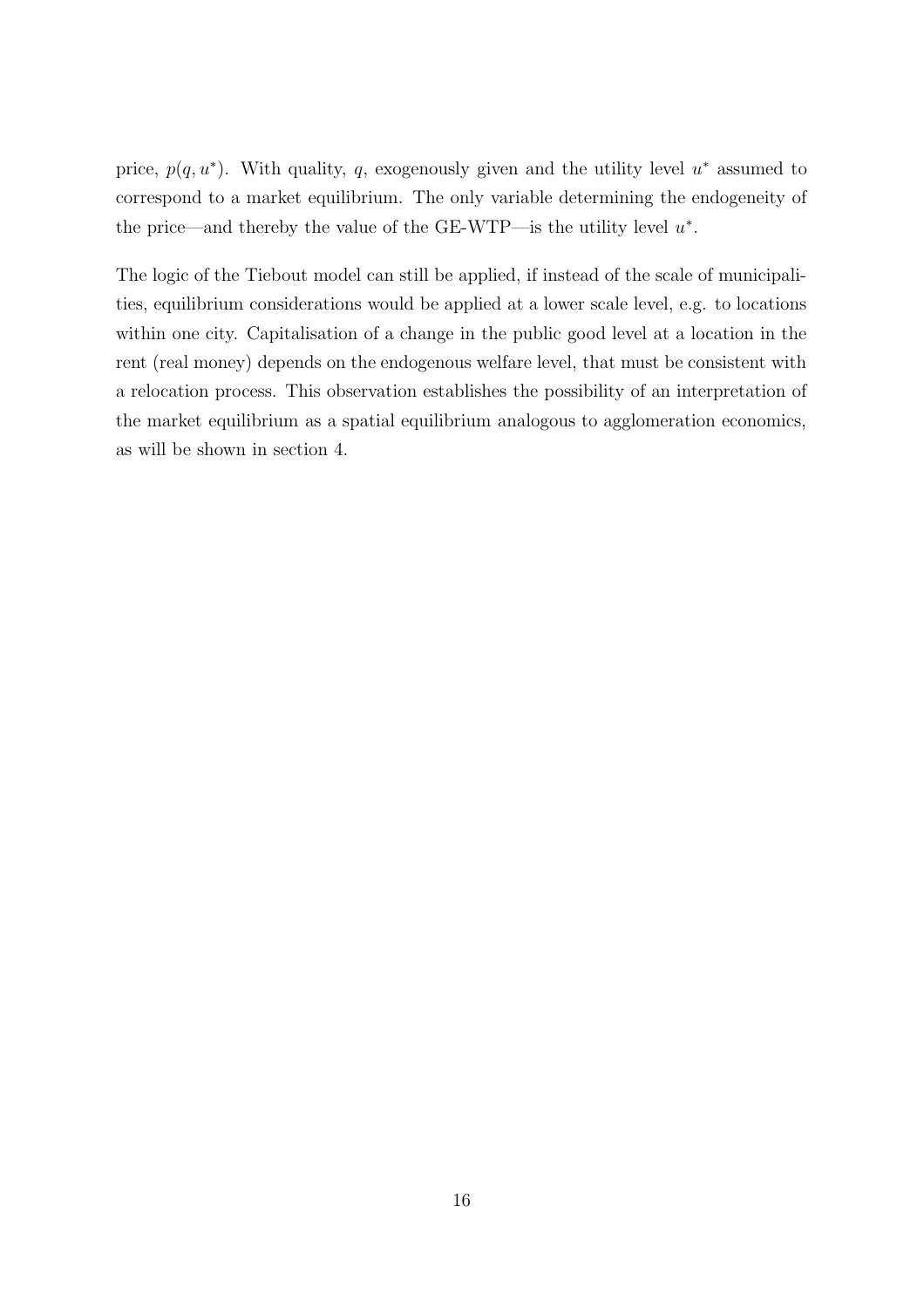price, $p(q, u^*)$. With quality, $q$, exogenously given and the utility level $u^*$ assumed to correspond to a market equilibrium. The only variable determining the endogeneity of the price—and thereby the value of the GE-WTP—is the utility level $u^*$.

The logic of the Tiebout model can still be applied, if instead of the scale of municipalities, equilibrium considerations would be applied at a lower scale level, e.g. to locations within one city. Capitalisation of a change in the public good level at a location in the rent (real money) depends on the endogenous welfare level, that must be consistent with a relocation process. This observation establishes the possibility of an interpretation of the market equilibrium as a spatial equilibrium analogous to agglomeration economics, as will be shown in section 4.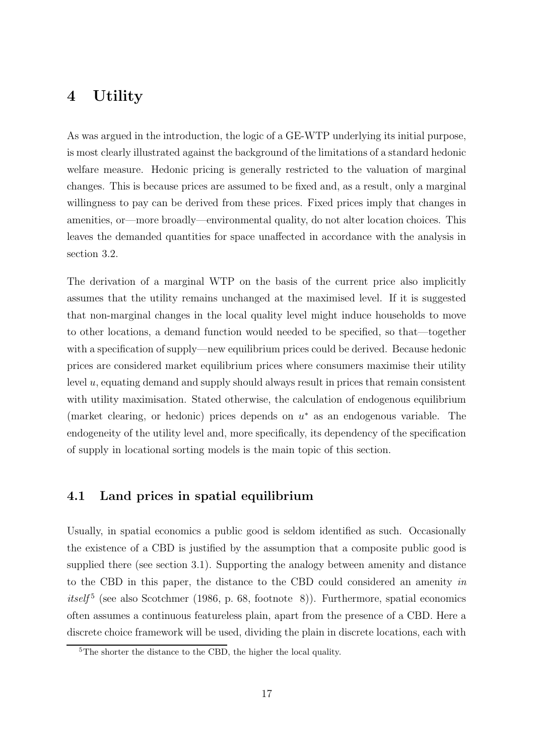# 4 Utility

As was argued in the introduction, the logic of a GE-WTP underlying its initial purpose, is most clearly illustrated against the background of the limitations of a standard hedonic welfare measure. Hedonic pricing is generally restricted to the valuation of marginal changes. This is because prices are assumed to be fixed and, as a result, only a marginal willingness to pay can be derived from these prices. Fixed prices imply that changes in amenities, or—more broadly—environmental quality, do not alter location choices. This leaves the demanded quantities for space unaffected in accordance with the analysis in section 3.2.

The derivation of a marginal WTP on the basis of the current price also implicitly assumes that the utility remains unchanged at the maximised level. If it is suggested that non-marginal changes in the local quality level might induce households to move to other locations, a demand function would needed to be specified, so that—together with a specification of supply—new equilibrium prices could be derived. Because hedonic prices are considered market equilibrium prices where consumers maximise their utility level $u$, equating demand and supply should always result in prices that remain consistent with utility maximisation. Stated otherwise, the calculation of endogenous equilibrium (market clearing, or hedonic) prices depends on $u^*$ as an endogenous variable. The endogeneity of the utility level and, more specifically, its dependency of the specification of supply in locational sorting models is the main topic of this section.

## 4.1 Land prices in spatial equilibrium

Usually, in spatial economics a public good is seldom identified as such. Occasionally the existence of a CBD is justified by the assumption that a composite public good is supplied there (see section 3.1). Supporting the analogy between amenity and distance to the CBD in this paper, the distance to the CBD could considered an amenity *in itself*[5] (see also Scotchmer (1986, p. 68, footnote 8)). Furthermore, spatial economics often assumes a continuous featureless plain, apart from the presence of a CBD. Here a discrete choice framework will be used, dividing the plain in discrete locations, each with

[5] The shorter the distance to the CBD, the higher the local quality.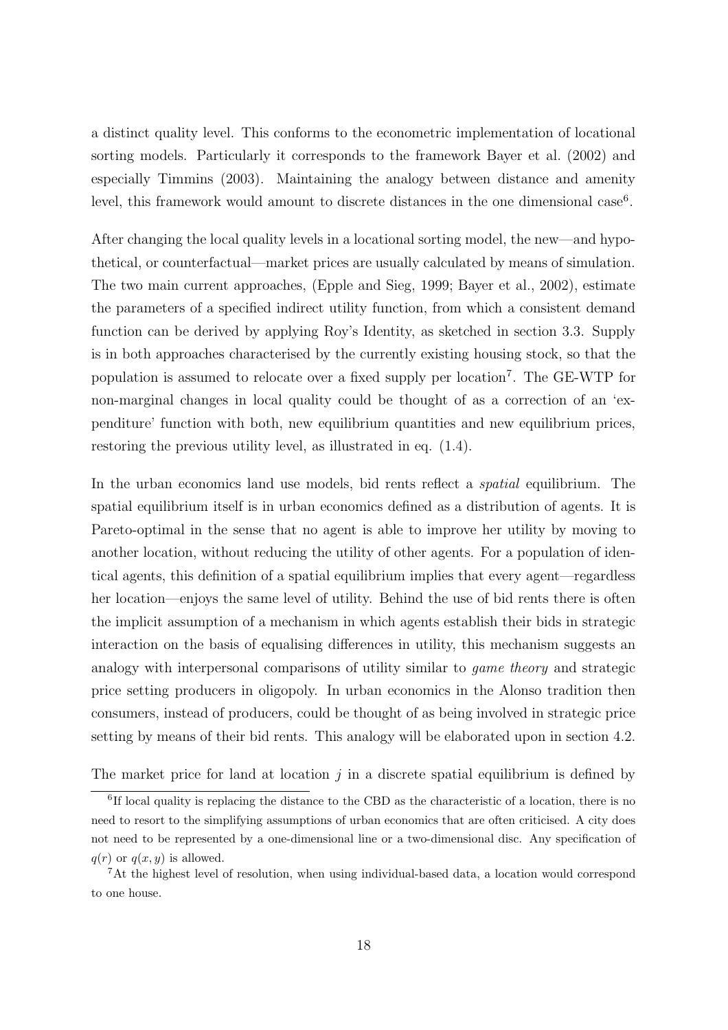a distinct quality level. This conforms to the econometric implementation of locational sorting models. Particularly it corresponds to the framework Bayer et al. (2002) and especially Timmins (2003). Maintaining the analogy between distance and amenity level, this framework would amount to discrete distances in the one dimensional case[6].

After changing the local quality levels in a locational sorting model, the new—and hypothetical, or counterfactual—market prices are usually calculated by means of simulation. The two main current approaches, (Epple and Sieg, 1999; Bayer et al., 2002), estimate the parameters of a specified indirect utility function, from which a consistent demand function can be derived by applying Roy's Identity, as sketched in section 3.3. Supply is in both approaches characterised by the currently existing housing stock, so that the population is assumed to relocate over a fixed supply per location[7]. The GE-WTP for non-marginal changes in local quality could be thought of as a correction of an 'expenditure' function with both, new equilibrium quantities and new equilibrium prices, restoring the previous utility level, as illustrated in eq. (1.4).

In the urban economics land use models, bid rents reflect a *spatial* equilibrium. The spatial equilibrium itself is in urban economics defined as a distribution of agents. It is Pareto-optimal in the sense that no agent is able to improve her utility by moving to another location, without reducing the utility of other agents. For a population of identical agents, this definition of a spatial equilibrium implies that every agent—regardless her location—enjoys the same level of utility. Behind the use of bid rents there is often the implicit assumption of a mechanism in which agents establish their bids in strategic interaction on the basis of equalising differences in utility, this mechanism suggests an analogy with interpersonal comparisons of utility similar to *game theory* and strategic price setting producers in oligopoly. In urban economics in the Alonso tradition then consumers, instead of producers, could be thought of as being involved in strategic price setting by means of their bid rents. This analogy will be elaborated upon in section 4.2.

The market price for land at location $j$ in a discrete spatial equilibrium is defined by

[6] If local quality is replacing the distance to the CBD as the characteristic of a location, there is no need to resort to the simplifying assumptions of urban economics that are often criticised. A city does not need to be represented by a one-dimensional line or a two-dimensional disc. Any specification of $q(r)$ or $q(x, y)$ is allowed.

[7] At the highest level of resolution, when using individual-based data, a location would correspond to one house.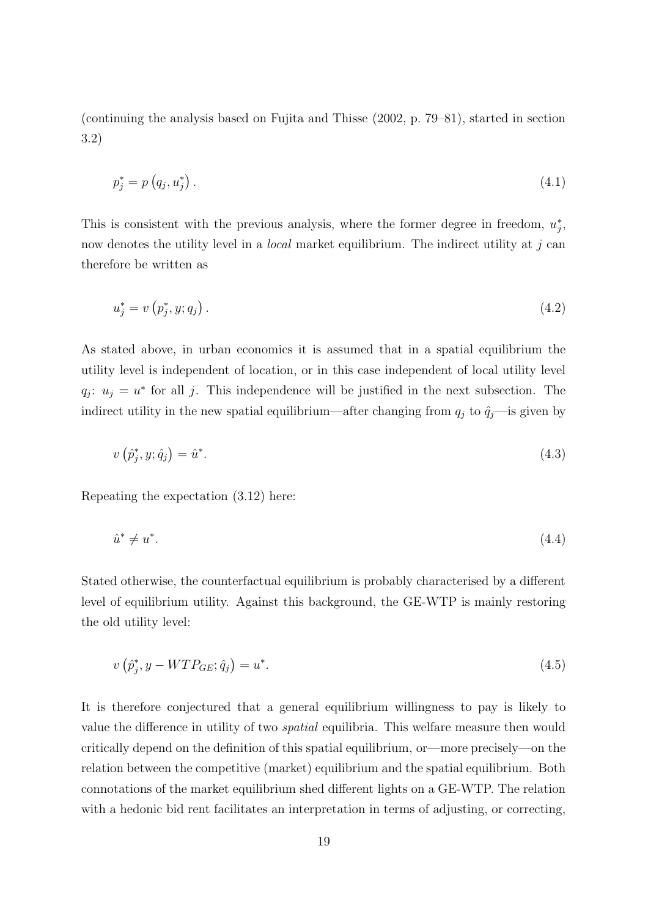(continuing the analysis based on Fujita and Thisse (2002, p. 79–81), started in section 3.2)

$$p_j^* = p\left(q_j, u_j^*\right). \tag{4.1}$$

This is consistent with the previous analysis, where the former degree in freedom, $u_j^*$, now denotes the utility level in a *local* market equilibrium. The indirect utility at $j$ can therefore be written as

$$u_j^* = v\left(p_j^*, y; q_j\right). \tag{4.2}$$

As stated above, in urban economics it is assumed that in a spatial equilibrium the utility level is independent of location, or in this case independent of local utility level $q_j$: $u_j = u^*$ for all $j$. This independence will be justified in the next subsection. The indirect utility in the new spatial equilibrium—after changing from $q_j$ to $\hat{q}_j$—is given by

$$v\left(\hat{p}_j^*, y; \hat{q}_j\right) = \hat{u}^*. \tag{4.3}$$

Repeating the expectation (3.12) here:

$$\hat{u}^* \neq u^*. \tag{4.4}$$

Stated otherwise, the counterfactual equilibrium is probably characterised by a different level of equilibrium utility. Against this background, the GE-WTP is mainly restoring the old utility level:

$$v\left(\hat{p}_j^*, y - WTP_{GE}; \hat{q}_j\right) = u^*. \tag{4.5}$$

It is therefore conjectured that a general equilibrium willingness to pay is likely to value the difference in utility of two *spatial* equilibria. This welfare measure then would critically depend on the definition of this spatial equilibrium, or—more precisely—on the relation between the competitive (market) equilibrium and the spatial equilibrium. Both connotations of the market equilibrium shed different lights on a GE-WTP. The relation with a hedonic bid rent facilitates an interpretation in terms of adjusting, or correcting,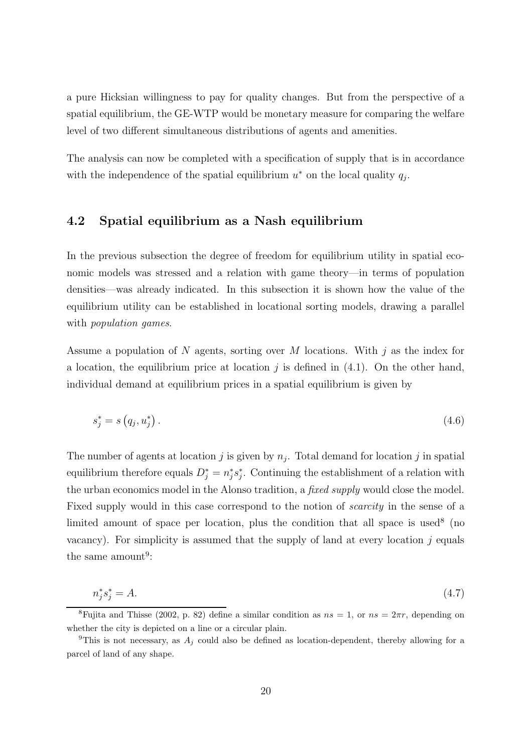a pure Hicksian willingness to pay for quality changes. But from the perspective of a spatial equilibrium, the GE-WTP would be monetary measure for comparing the welfare level of two different simultaneous distributions of agents and amenities.

The analysis can now be completed with a specification of supply that is in accordance with the independence of the spatial equilibrium $u^*$ on the local quality $q_j$.

## 4.2 Spatial equilibrium as a Nash equilibrium

In the previous subsection the degree of freedom for equilibrium utility in spatial economic models was stressed and a relation with game theory—in terms of population densities—was already indicated. In this subsection it is shown how the value of the equilibrium utility can be established in locational sorting models, drawing a parallel with *population games*.

Assume a population of $N$ agents, sorting over $M$ locations. With $j$ as the index for a location, the equilibrium price at location $j$ is defined in (4.1). On the other hand, individual demand at equilibrium prices in a spatial equilibrium is given by

$$s_j^* = s\left(q_j, u_j^*\right). \tag{4.6}$$

The number of agents at location $j$ is given by $n_j$. Total demand for location $j$ in spatial equilibrium therefore equals $D_j^* = n_j^* s_j^*$. Continuing the establishment of a relation with the urban economics model in the Alonso tradition, a *fixed supply* would close the model. Fixed supply would in this case correspond to the notion of *scarcity* in the sense of a limited amount of space per location, plus the condition that all space is used[8] (no vacancy). For simplicity is assumed that the supply of land at every location $j$ equals the same amount[9]:

$$n_j^* s_j^* = A. \tag{4.7}$$

[8] Fujita and Thisse (2002, p. 82) define a similar condition as $ns = 1$, or $ns = 2\pi r$, depending on whether the city is depicted on a line or a circular plain.

[9] This is not necessary, as $A_j$ could also be defined as location-dependent, thereby allowing for a parcel of land of any shape.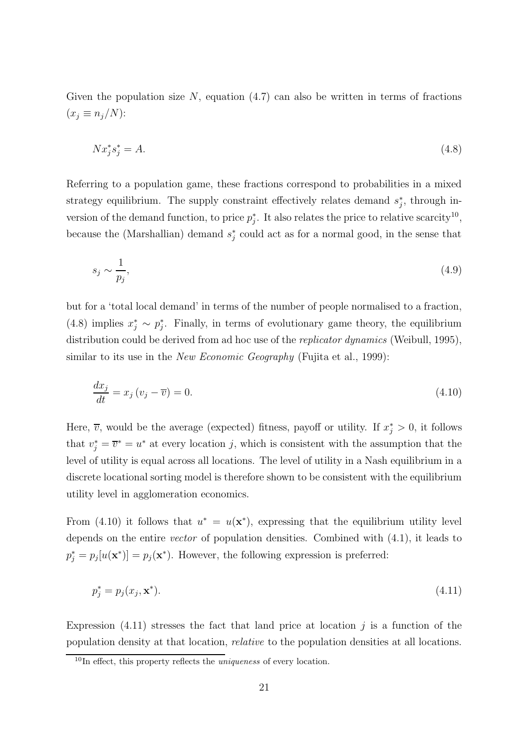Given the population size $N$, equation (4.7) can also be written in terms of fractions ($x_j \equiv n_j/N$):

$$Nx_j^* s_j^* = A. \tag{4.8}$$

Referring to a population game, these fractions correspond to probabilities in a mixed strategy equilibrium. The supply constraint effectively relates demand $s_j^*$, through inversion of the demand function, to price $p_j^*$. It also relates the price to relative scarcity[10], because the (Marshallian) demand $s_j^*$ could act as for a normal good, in the sense that

$$s_j \sim \frac{1}{p_j}, \tag{4.9}$$

but for a 'total local demand' in terms of the number of people normalised to a fraction, (4.8) implies $x_j^* \sim p_j^*$. Finally, in terms of evolutionary game theory, the equilibrium distribution could be derived from ad hoc use of the *replicator dynamics* (Weibull, 1995), similar to its use in the *New Economic Geography* (Fujita et al., 1999):

$$\frac{dx_j}{dt} = x_j \left( v_j - \overline{v} \right) = 0. \tag{4.10}$$

Here, $\overline{v}$, would be the average (expected) fitness, payoff or utility. If $x_j^* > 0$, it follows that $v_j^* = \overline{v}^* = u^*$ at every location $j$, which is consistent with the assumption that the level of utility is equal across all locations. The level of utility in a Nash equilibrium in a discrete locational sorting model is therefore shown to be consistent with the equilibrium utility level in agglomeration economics.

From (4.10) it follows that $u^* = u(\mathbf{x}^*)$, expressing that the equilibrium utility level depends on the entire *vector* of population densities. Combined with (4.1), it leads to $p_j^* = p_j[u(\mathbf{x}^*)] = p_j(\mathbf{x}^*)$. However, the following expression is preferred:

$$p_j^* = p_j(x_j, \mathbf{x}^*). \tag{4.11}$$

Expression (4.11) stresses the fact that land price at location $j$ is a function of the population density at that location, *relative* to the population densities at all locations.

[10] In effect, this property reflects the *uniqueness* of every location.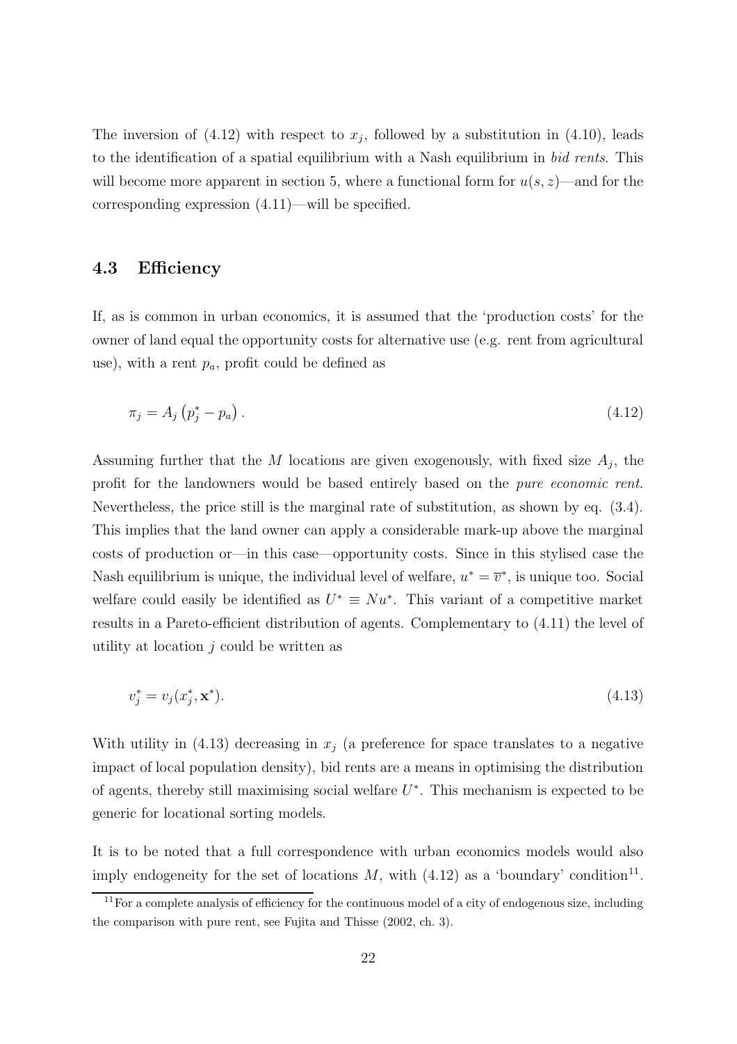The inversion of (4.12) with respect to $x_j$, followed by a substitution in (4.10), leads to the identification of a spatial equilibrium with a Nash equilibrium in *bid rents*. This will become more apparent in section 5, where a functional form for $u(s, z)$—and for the corresponding expression (4.11)—will be specified.

### 4.3 Efficiency

If, as is common in urban economics, it is assumed that the 'production costs' for the owner of land equal the opportunity costs for alternative use (e.g. rent from agricultural use), with a rent $p_a$, profit could be defined as

$$\pi_j = A_j \left( p_j^* - p_a \right). \tag{4.12}$$

Assuming further that the $M$ locations are given exogenously, with fixed size $A_j$, the profit for the landowners would be based entirely based on the *pure economic rent*. Nevertheless, the price still is the marginal rate of substitution, as shown by eq. (3.4). This implies that the land owner can apply a considerable mark-up above the marginal costs of production or—in this case—opportunity costs. Since in this stylised case the Nash equilibrium is unique, the individual level of welfare, $u^* = \overline{v}^*$, is unique too. Social welfare could easily be identified as $U^* \equiv Nu^*$. This variant of a competitive market results in a Pareto-efficient distribution of agents. Complementary to (4.11) the level of utility at location $j$ could be written as

$$v_j^* = v_j(x_j^*, \mathbf{x}^*). \tag{4.13}$$

With utility in (4.13) decreasing in $x_j$ (a preference for space translates to a negative impact of local population density), bid rents are a means in optimising the distribution of agents, thereby still maximising social welfare $U^*$. This mechanism is expected to be generic for locational sorting models.

It is to be noted that a full correspondence with urban economics models would also imply endogeneity for the set of locations $M$, with (4.12) as a 'boundary' condition[11].

[11] For a complete analysis of efficiency for the continuous model of a city of endogenous size, including the comparison with pure rent, see Fujita and Thisse (2002, ch. 3).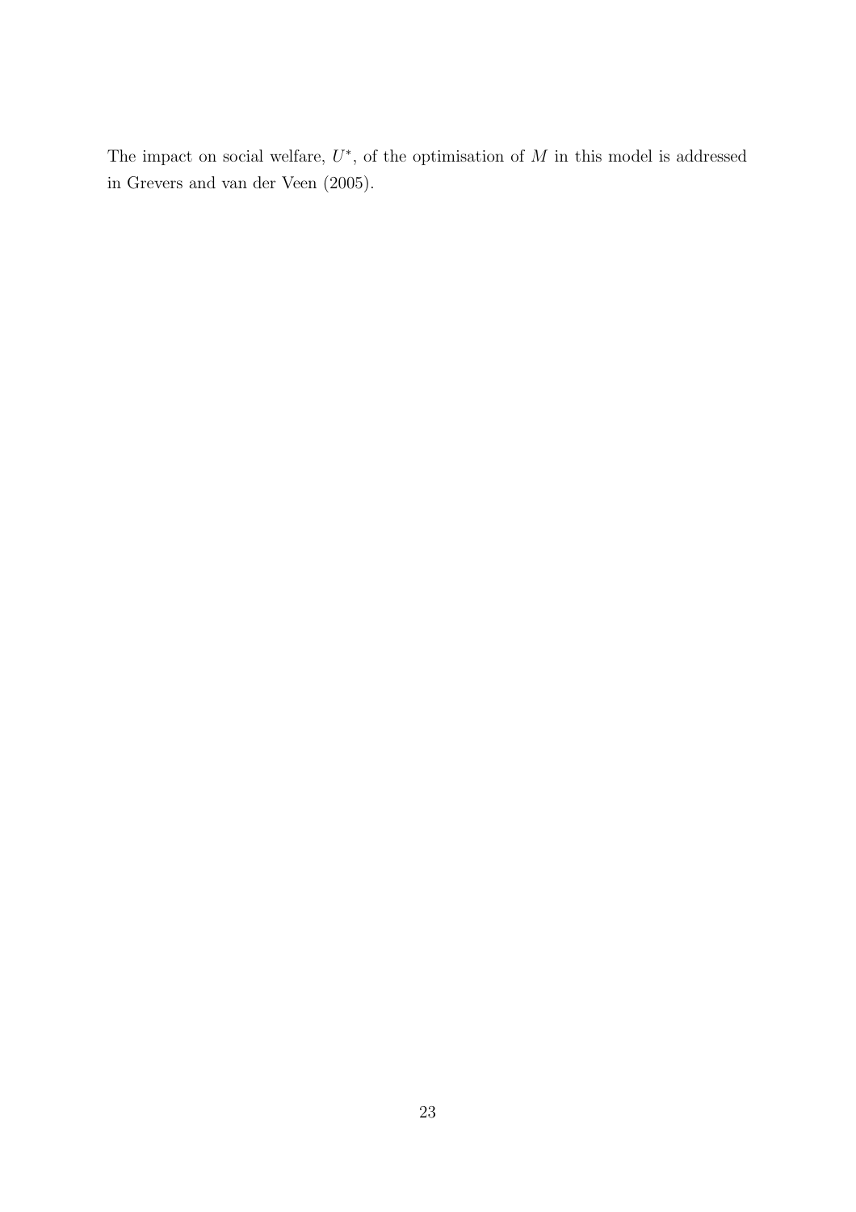The impact on social welfare, $U^*$, of the optimisation of $M$ in this model is addressed in Grevers and van der Veen (2005).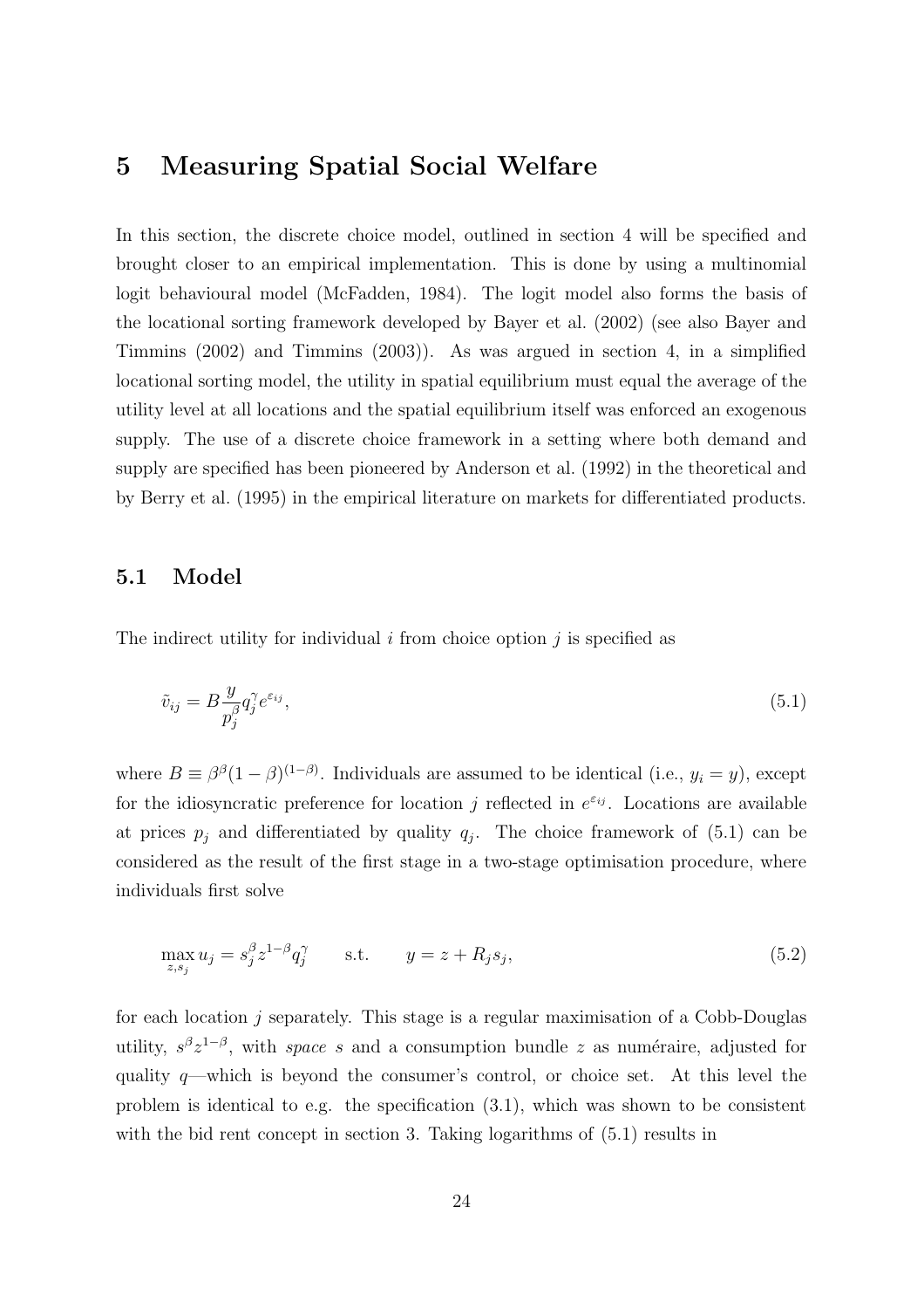# 5 Measuring Spatial Social Welfare

In this section, the discrete choice model, outlined in section 4 will be specified and brought closer to an empirical implementation. This is done by using a multinomial logit behavioural model (McFadden, 1984). The logit model also forms the basis of the locational sorting framework developed by Bayer et al. (2002) (see also Bayer and Timmins (2002) and Timmins (2003)). As was argued in section 4, in a simplified locational sorting model, the utility in spatial equilibrium must equal the average of the utility level at all locations and the spatial equilibrium itself was enforced an exogenous supply. The use of a discrete choice framework in a setting where both demand and supply are specified has been pioneered by Anderson et al. (1992) in the theoretical and by Berry et al. (1995) in the empirical literature on markets for differentiated products.

## 5.1 Model

The indirect utility for individual $i$ from choice option $j$ is specified as

$$\tilde{v}_{ij} = B \frac{y}{p_j^{\beta}} q_j^{\gamma} e^{\varepsilon_{ij}}, \tag{5.1}$$

where $B \equiv \beta^{\beta}(1-\beta)^{(1-\beta)}$. Individuals are assumed to be identical (i.e., $y_i = y$), except for the idiosyncratic preference for location $j$ reflected in $e^{\varepsilon_{ij}}$. Locations are available at prices $p_j$ and differentiated by quality $q_j$. The choice framework of (5.1) can be considered as the result of the first stage in a two-stage optimisation procedure, where individuals first solve

$$\max_{z,s_j} u_j = s_j^{\beta} z^{1-\beta} q_j^{\gamma} \qquad \text{s.t.} \qquad y = z + R_j s_j, \tag{5.2}$$

for each location $j$ separately. This stage is a regular maximisation of a Cobb-Douglas utility, $s^{\beta} z^{1-\beta}$, with *space* $s$ and a consumption bundle $z$ as numéraire, adjusted for quality $q$—which is beyond the consumer's control, or choice set. At this level the problem is identical to e.g. the specification (3.1), which was shown to be consistent with the bid rent concept in section 3. Taking logarithms of (5.1) results in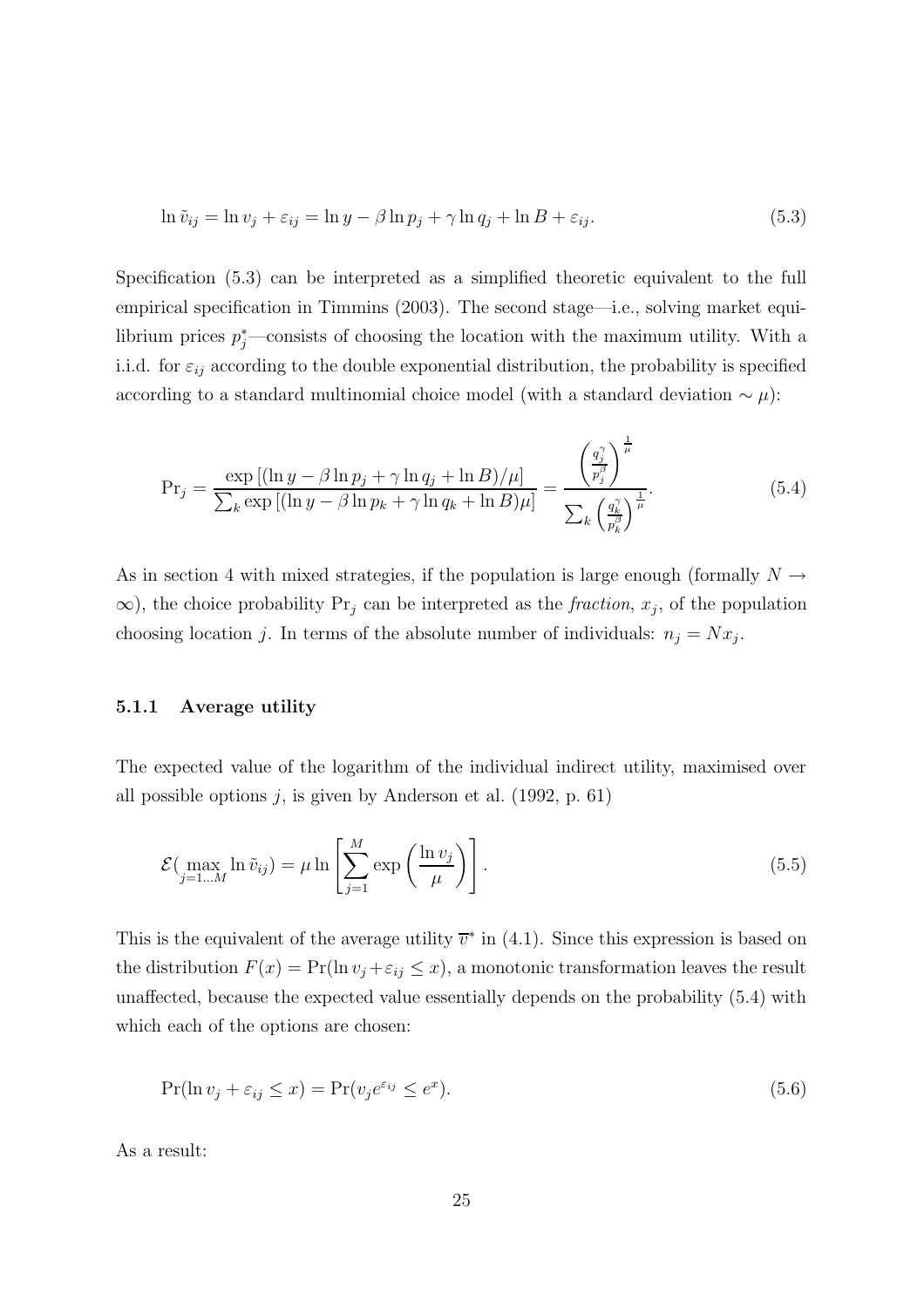$$\ln \tilde{v}_{ij} = \ln v_j + \varepsilon_{ij} = \ln y - \beta \ln p_j + \gamma \ln q_j + \ln B + \varepsilon_{ij}. \tag{5.3}$$

Specification (5.3) can be interpreted as a simplified theoretic equivalent to the full empirical specification in Timmins (2003). The second stage—i.e., solving market equilibrium prices $p_j^*$—consists of choosing the location with the maximum utility. With a i.i.d. for $\varepsilon_{ij}$ according to the double exponential distribution, the probability is specified according to a standard multinomial choice model (with a standard deviation $\sim \mu$):

$$\Pr_j = \frac{\exp\left[(\ln y - \beta \ln p_j + \gamma \ln q_j + \ln B)/\mu\right]}{\sum_k \exp\left[(\ln y - \beta \ln p_k + \gamma \ln q_k + \ln B)\mu\right]} = \frac{\left(\frac{q_j^\gamma}{p_j^\beta}\right)^{\frac{1}{\mu}}}{\sum_k \left(\frac{q_k^\gamma}{p_k^\beta}\right)^{\frac{1}{\mu}}}. \tag{5.4}$$

As in section 4 with mixed strategies, if the population is large enough (formally $N \to \infty$), the choice probability $\Pr_j$ can be interpreted as the *fraction*, $x_j$, of the population choosing location $j$. In terms of the absolute number of individuals: $n_j = N x_j$.

### 5.1.1 Average utility

The expected value of the logarithm of the individual indirect utility, maximised over all possible options $j$, is given by Anderson et al. (1992, p. 61)

$$\mathcal{E}(\max_{j=1\ldots M} \ln \tilde{v}_{ij}) = \mu \ln \left[ \sum_{j=1}^{M} \exp\left(\frac{\ln v_j}{\mu}\right) \right]. \tag{5.5}$$

This is the equivalent of the average utility $\overline{v}^*$ in (4.1). Since this expression is based on the distribution $F(x) = \Pr(\ln v_j + \varepsilon_{ij} \leq x)$, a monotonic transformation leaves the result unaffected, because the expected value essentially depends on the probability (5.4) with which each of the options are chosen:

$$\Pr(\ln v_j + \varepsilon_{ij} \leq x) = \Pr(v_j e^{\varepsilon_{ij}} \leq e^x). \tag{5.6}$$

As a result: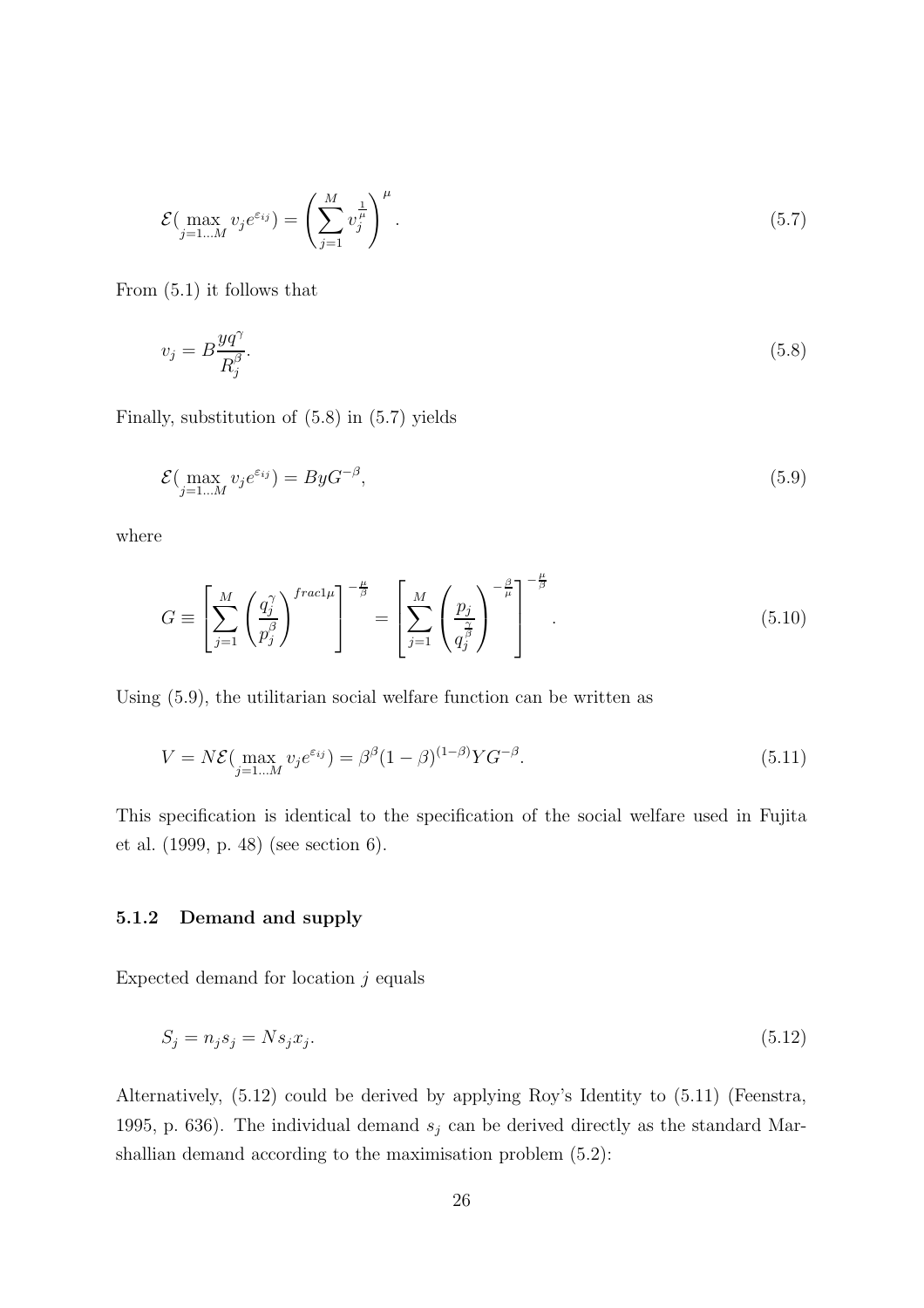$$\mathcal{E}(\max_{j=1\ldots M} v_j e^{\varepsilon_{ij}}) = \left(\sum_{j=1}^{M} v_j^{\frac{1}{\mu}}\right)^{\mu}. \tag{5.7}$$

From (5.1) it follows that

$$v_j = B\frac{yq^{\gamma}}{R_j^{\beta}}. \tag{5.8}$$

Finally, substitution of (5.8) in (5.7) yields

$$\mathcal{E}(\max_{j=1\ldots M} v_j e^{\varepsilon_{ij}}) = ByG^{-\beta}, \tag{5.9}$$

where

$$G \equiv \left[\sum_{j=1}^{M}\left(\frac{q_j^{\gamma}}{p_j^{\beta}}\right)^{frac1\mu}\right]^{-\frac{\mu}{\beta}} = \left[\sum_{j=1}^{M}\left(\frac{p_j}{q_j^{\frac{\gamma}{\beta}}}\right)^{-\frac{\beta}{\mu}}\right]^{-\frac{\mu}{\beta}}. \tag{5.10}$$

Using (5.9), the utilitarian social welfare function can be written as

$$V = N\mathcal{E}(\max_{j=1\ldots M} v_j e^{\varepsilon_{ij}}) = \beta^{\beta}(1-\beta)^{(1-\beta)}YG^{-\beta}. \tag{5.11}$$

This specification is identical to the specification of the social welfare used in Fujita et al. (1999, p. 48) (see section 6).

### 5.1.2 Demand and supply

Expected demand for location $j$ equals

$$S_j = n_j s_j = N s_j x_j. \tag{5.12}$$

Alternatively, (5.12) could be derived by applying Roy's Identity to (5.11) (Feenstra, 1995, p. 636). The individual demand $s_j$ can be derived directly as the standard Marshallian demand according to the maximisation problem (5.2):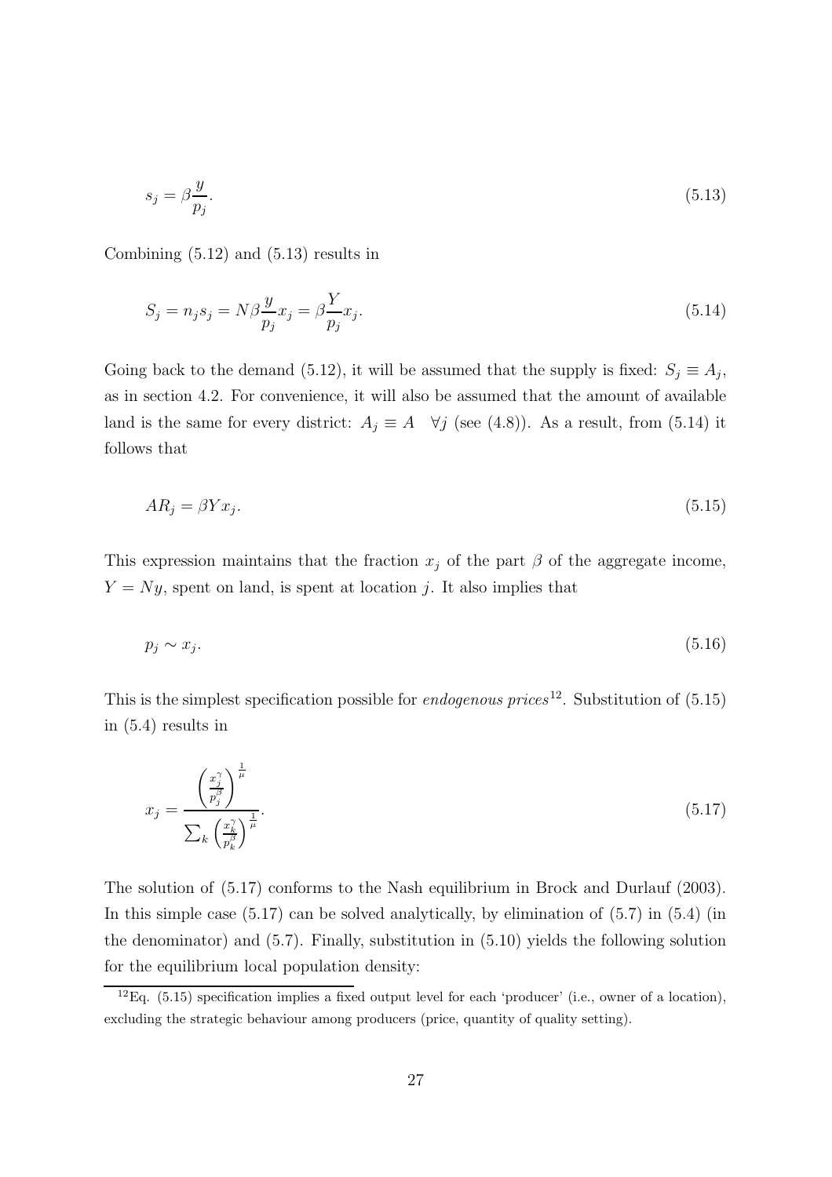$$s_j = \beta \frac{y}{p_j}. \tag{5.13}$$

Combining (5.12) and (5.13) results in

$$S_j = n_j s_j = N\beta \frac{y}{p_j} x_j = \beta \frac{Y}{p_j} x_j. \tag{5.14}$$

Going back to the demand (5.12), it will be assumed that the supply is fixed: $S_j \equiv A_j$, as in section 4.2. For convenience, it will also be assumed that the amount of available land is the same for every district: $A_j \equiv A \quad \forall j$ (see (4.8)). As a result, from (5.14) it follows that

$$AR_j = \beta Y x_j. \tag{5.15}$$

This expression maintains that the fraction $x_j$ of the part $\beta$ of the aggregate income, $Y = Ny$, spent on land, is spent at location $j$. It also implies that

$$p_j \sim x_j. \tag{5.16}$$

This is the simplest specification possible for *endogenous prices*[12]. Substitution of (5.15) in (5.4) results in

$$x_j = \frac{\left(\frac{x_j^{\gamma}}{p_j^{\beta}}\right)^{\frac{1}{\mu}}}{\sum_k \left(\frac{x_k^{\gamma}}{p_k^{\beta}}\right)^{\frac{1}{\mu}}}. \tag{5.17}$$

The solution of (5.17) conforms to the Nash equilibrium in Brock and Durlauf (2003). In this simple case (5.17) can be solved analytically, by elimination of (5.7) in (5.4) (in the denominator) and (5.7). Finally, substitution in (5.10) yields the following solution for the equilibrium local population density:

[12] Eq. (5.15) specification implies a fixed output level for each 'producer' (i.e., owner of a location), excluding the strategic behaviour among producers (price, quantity of quality setting).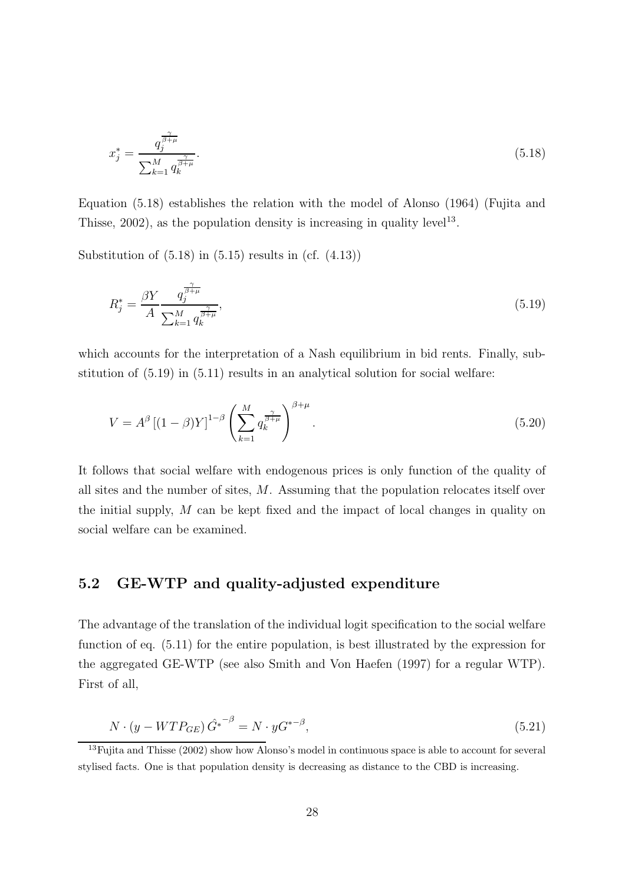$$x_j^* = \frac{q_j^{\frac{\gamma}{\beta+\mu}}}{\sum_{k=1}^{M} q_k^{\frac{\gamma}{\beta+\mu}}}. \tag{5.18}$$

Equation (5.18) establishes the relation with the model of Alonso (1964) (Fujita and Thisse, 2002), as the population density is increasing in quality level[13].

Substitution of (5.18) in (5.15) results in (cf. (4.13))

$$R_j^* = \frac{\beta Y}{A} \frac{q_j^{\frac{\gamma}{\beta+\mu}}}{\sum_{k=1}^{M} q_k^{\frac{\gamma}{\beta+\mu}}}, \tag{5.19}$$

which accounts for the interpretation of a Nash equilibrium in bid rents. Finally, substitution of (5.19) in (5.11) results in an analytical solution for social welfare:

$$V = A^{\beta} \left[(1-\beta)Y\right]^{1-\beta} \left( \sum_{k=1}^{M} q_k^{\frac{\gamma}{\beta+\mu}} \right)^{\beta+\mu}. \tag{5.20}$$

It follows that social welfare with endogenous prices is only function of the quality of all sites and the number of sites, $M$. Assuming that the population relocates itself over the initial supply, $M$ can be kept fixed and the impact of local changes in quality on social welfare can be examined.

## 5.2 GE-WTP and quality-adjusted expenditure

The advantage of the translation of the individual logit specification to the social welfare function of eq. (5.11) for the entire population, is best illustrated by the expression for the aggregated GE-WTP (see also Smith and Von Haefen (1997) for a regular WTP). First of all,

$$N \cdot (y - WTP_{GE}) \, \hat{G^*}^{-\beta} = N \cdot y G^{*-\beta}, \tag{5.21}$$

[13] Fujita and Thisse (2002) show how Alonso's model in continuous space is able to account for several stylised facts. One is that population density is decreasing as distance to the CBD is increasing.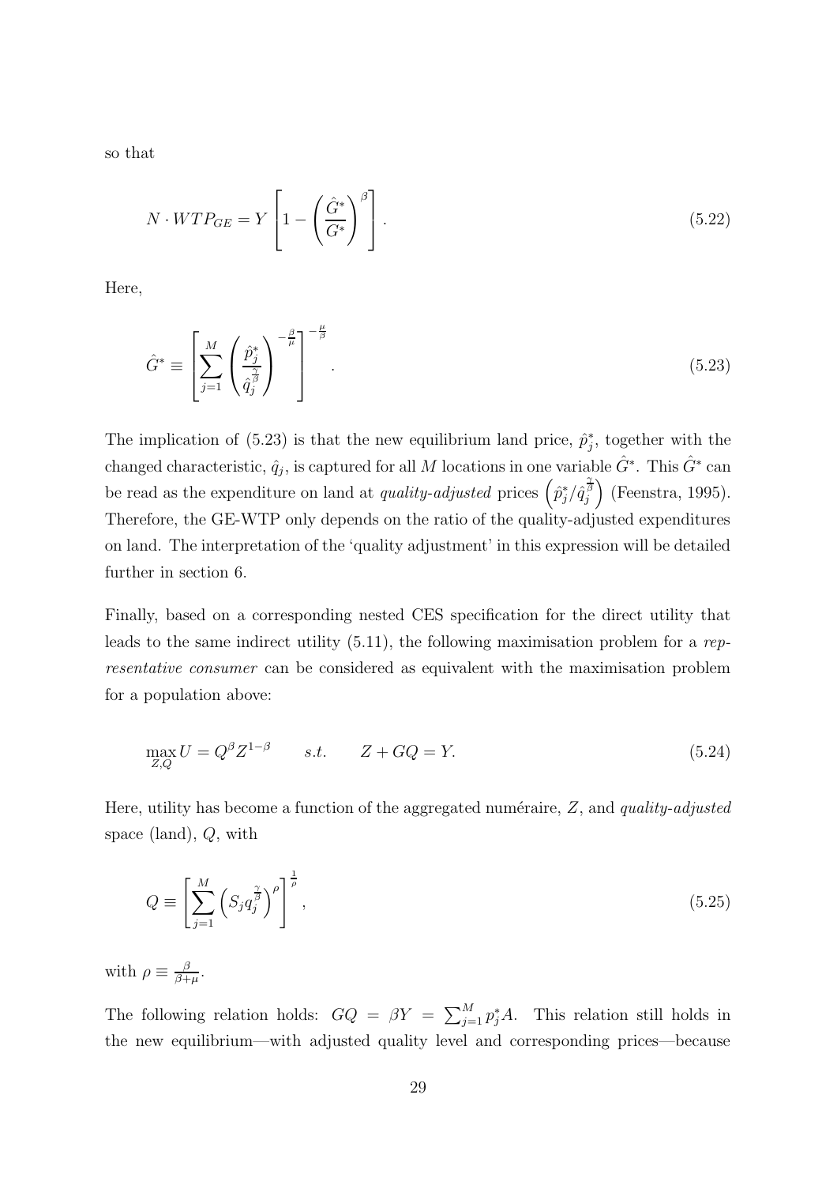so that

$$N \cdot WTP_{GE} = Y \left[ 1 - \left( \frac{\hat{G}^*}{G^*} \right)^{\beta} \right]. \tag{5.22}$$

Here,

$$\hat{G}^* \equiv \left[ \sum_{j=1}^{M} \left( \frac{\hat{p}_j^*}{\hat{q}_j^{\frac{\gamma}{\beta}}} \right)^{-\frac{\beta}{\mu}} \right]^{-\frac{\mu}{\beta}}. \tag{5.23}$$

The implication of (5.23) is that the new equilibrium land price, $\hat{p}_j^*$, together with the changed characteristic, $\hat{q}_j$, is captured for all $M$ locations in one variable $\hat{G}^*$. This $\hat{G}^*$ can be read as the expenditure on land at *quality-adjusted* prices $\left(\hat{p}_j^*/\hat{q}_j^{\frac{\gamma}{\beta}}\right)$ (Feenstra, 1995). Therefore, the GE-WTP only depends on the ratio of the quality-adjusted expenditures on land. The interpretation of the 'quality adjustment' in this expression will be detailed further in section 6.

Finally, based on a corresponding nested CES specification for the direct utility that leads to the same indirect utility (5.11), the following maximisation problem for a *representative consumer* can be considered as equivalent with the maximisation problem for a population above:

$$\max_{Z,Q} U = Q^{\beta} Z^{1-\beta} \qquad s.t. \qquad Z + GQ = Y. \tag{5.24}$$

Here, utility has become a function of the aggregated numéraire, $Z$, and *quality-adjusted* space (land), $Q$, with

$$Q \equiv \left[ \sum_{j=1}^{M} \left( S_j q_j^{\frac{\gamma}{\beta}} \right)^{\rho} \right]^{\frac{1}{\rho}}, \tag{5.25}$$

with $\rho \equiv \frac{\beta}{\beta+\mu}$.

The following relation holds: $GQ = \beta Y = \sum_{j=1}^{M} p_j^* A$. This relation still holds in the new equilibrium—with adjusted quality level and corresponding prices—because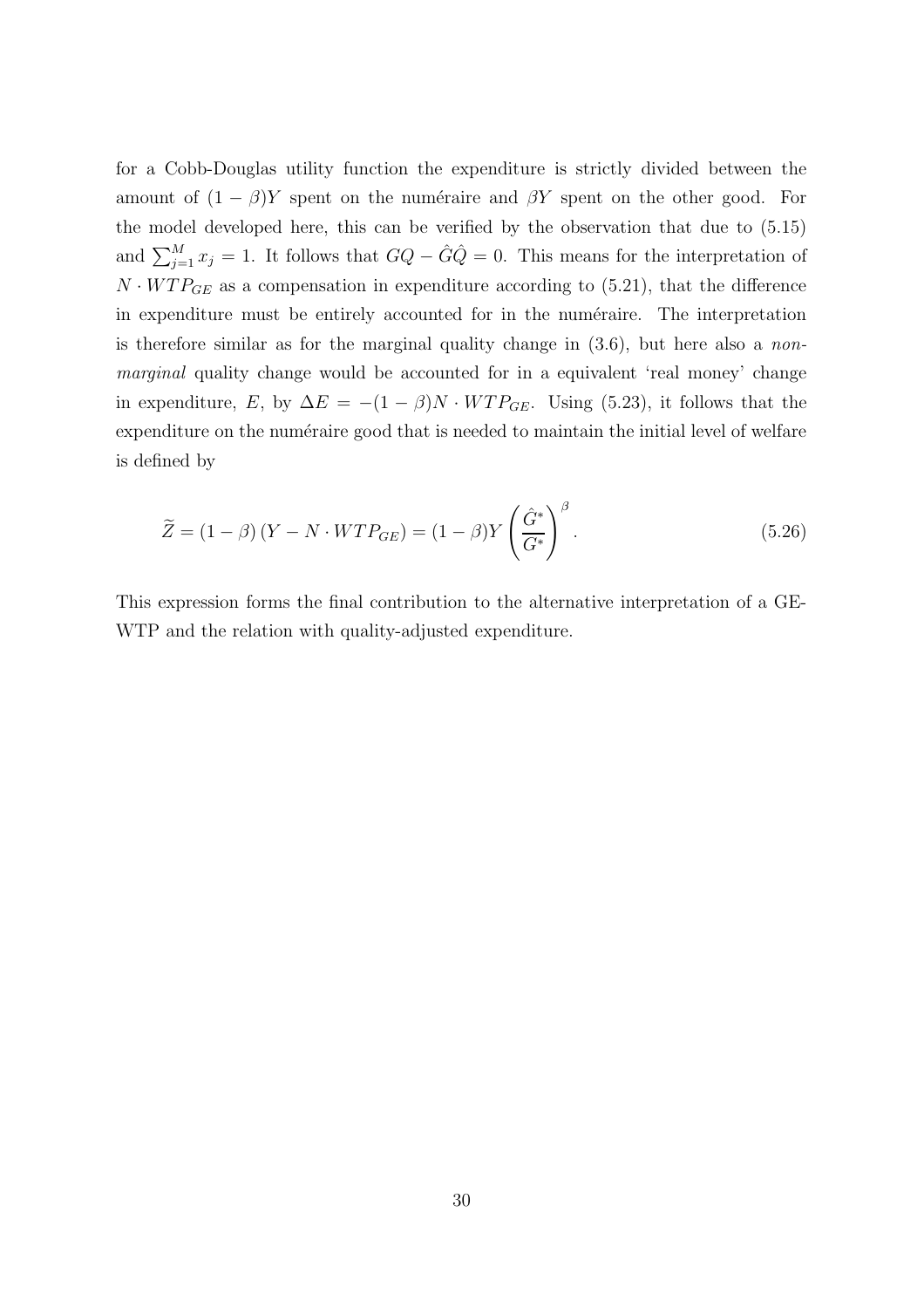for a Cobb-Douglas utility function the expenditure is strictly divided between the amount of $(1-\beta)Y$ spent on the numéraire and $\beta Y$ spent on the other good. For the model developed here, this can be verified by the observation that due to (5.15) and $\sum_{j=1}^{M} x_j = 1$. It follows that $GQ - \hat{G}\hat{Q} = 0$. This means for the interpretation of $N \cdot WTP_{GE}$ as a compensation in expenditure according to (5.21), that the difference in expenditure must be entirely accounted for in the numéraire. The interpretation is therefore similar as for the marginal quality change in (3.6), but here also a *non-marginal* quality change would be accounted for in a equivalent 'real money' change in expenditure, $E$, by $\Delta E = -(1-\beta)N \cdot WTP_{GE}$. Using (5.23), it follows that the expenditure on the numéraire good that is needed to maintain the initial level of welfare is defined by

$$\widetilde{Z} = (1-\beta)\left(Y - N \cdot WTP_{GE}\right) = (1-\beta)Y\left(\frac{\hat{G}^*}{G^*}\right)^{\beta}. \tag{5.26}$$

This expression forms the final contribution to the alternative interpretation of a GE-WTP and the relation with quality-adjusted expenditure.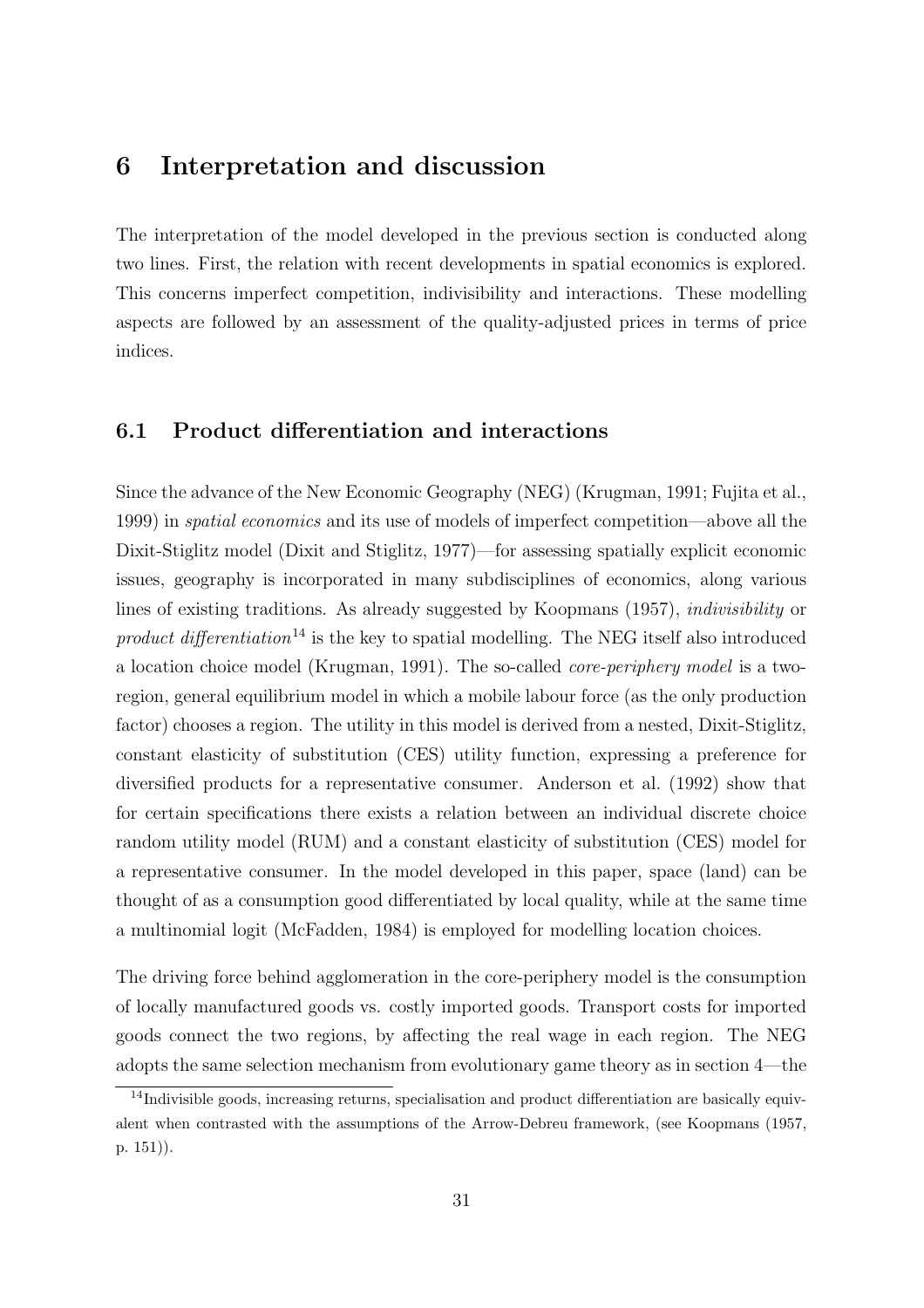# 6 Interpretation and discussion

The interpretation of the model developed in the previous section is conducted along two lines. First, the relation with recent developments in spatial economics is explored. This concerns imperfect competition, indivisibility and interactions. These modelling aspects are followed by an assessment of the quality-adjusted prices in terms of price indices.

## 6.1 Product differentiation and interactions

Since the advance of the New Economic Geography (NEG) (Krugman, 1991; Fujita et al., 1999) in *spatial economics* and its use of models of imperfect competition—above all the Dixit-Stiglitz model (Dixit and Stiglitz, 1977)—for assessing spatially explicit economic issues, geography is incorporated in many subdisciplines of economics, along various lines of existing traditions. As already suggested by Koopmans (1957), *indivisibility* or *product differentiation*[14] is the key to spatial modelling. The NEG itself also introduced a location choice model (Krugman, 1991). The so-called *core-periphery model* is a two-region, general equilibrium model in which a mobile labour force (as the only production factor) chooses a region. The utility in this model is derived from a nested, Dixit-Stiglitz, constant elasticity of substitution (CES) utility function, expressing a preference for diversified products for a representative consumer. Anderson et al. (1992) show that for certain specifications there exists a relation between an individual discrete choice random utility model (RUM) and a constant elasticity of substitution (CES) model for a representative consumer. In the model developed in this paper, space (land) can be thought of as a consumption good differentiated by local quality, while at the same time a multinomial logit (McFadden, 1984) is employed for modelling location choices.

The driving force behind agglomeration in the core-periphery model is the consumption of locally manufactured goods vs. costly imported goods. Transport costs for imported goods connect the two regions, by affecting the real wage in each region. The NEG adopts the same selection mechanism from evolutionary game theory as in section 4—the

[14] Indivisible goods, increasing returns, specialisation and product differentiation are basically equivalent when contrasted with the assumptions of the Arrow-Debreu framework, (see Koopmans (1957, p. 151)).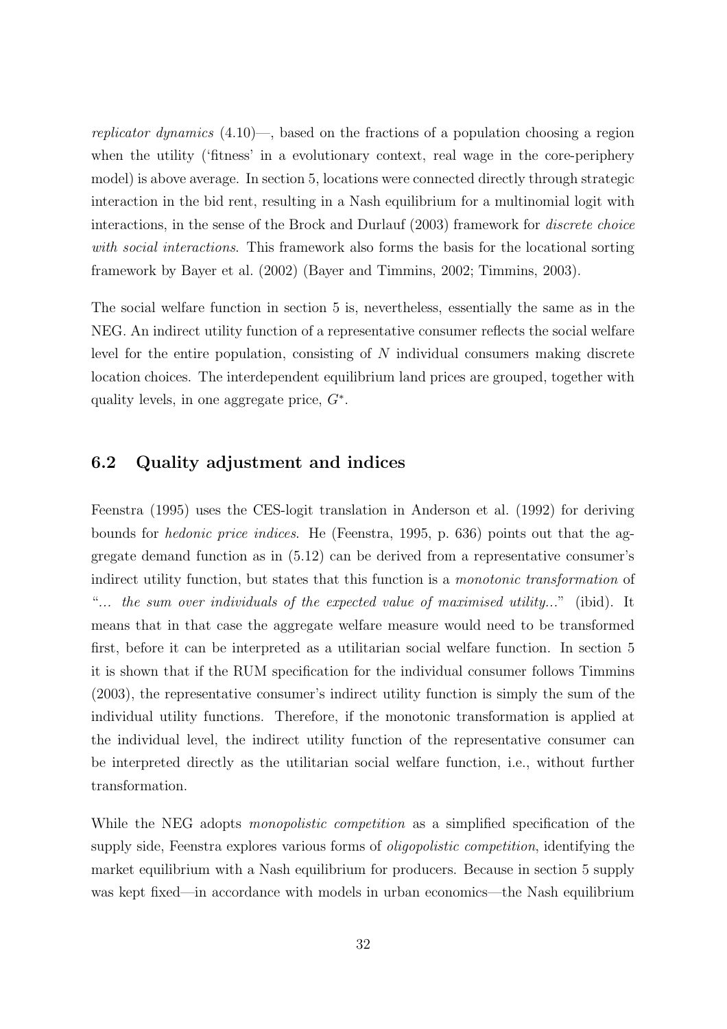*replicator dynamics* (4.10)—, based on the fractions of a population choosing a region when the utility ('fitness' in a evolutionary context, real wage in the core-periphery model) is above average. In section 5, locations were connected directly through strategic interaction in the bid rent, resulting in a Nash equilibrium for a multinomial logit with interactions, in the sense of the Brock and Durlauf (2003) framework for *discrete choice with social interactions*. This framework also forms the basis for the locational sorting framework by Bayer et al. (2002) (Bayer and Timmins, 2002; Timmins, 2003).

The social welfare function in section 5 is, nevertheless, essentially the same as in the NEG. An indirect utility function of a representative consumer reflects the social welfare level for the entire population, consisting of $N$ individual consumers making discrete location choices. The interdependent equilibrium land prices are grouped, together with quality levels, in one aggregate price, $G^{*}$.

## 6.2 Quality adjustment and indices

Feenstra (1995) uses the CES-logit translation in Anderson et al. (1992) for deriving bounds for *hedonic price indices*. He (Feenstra, 1995, p. 636) points out that the aggregate demand function as in (5.12) can be derived from a representative consumer's indirect utility function, but states that this function is a *monotonic transformation* of "*... the sum over individuals of the expected value of maximised utility...*" (ibid). It means that in that case the aggregate welfare measure would need to be transformed first, before it can be interpreted as a utilitarian social welfare function. In section 5 it is shown that if the RUM specification for the individual consumer follows Timmins (2003), the representative consumer's indirect utility function is simply the sum of the individual utility functions. Therefore, if the monotonic transformation is applied at the individual level, the indirect utility function of the representative consumer can be interpreted directly as the utilitarian social welfare function, i.e., without further transformation.

While the NEG adopts *monopolistic competition* as a simplified specification of the supply side, Feenstra explores various forms of *oligopolistic competition*, identifying the market equilibrium with a Nash equilibrium for producers. Because in section 5 supply was kept fixed—in accordance with models in urban economics—the Nash equilibrium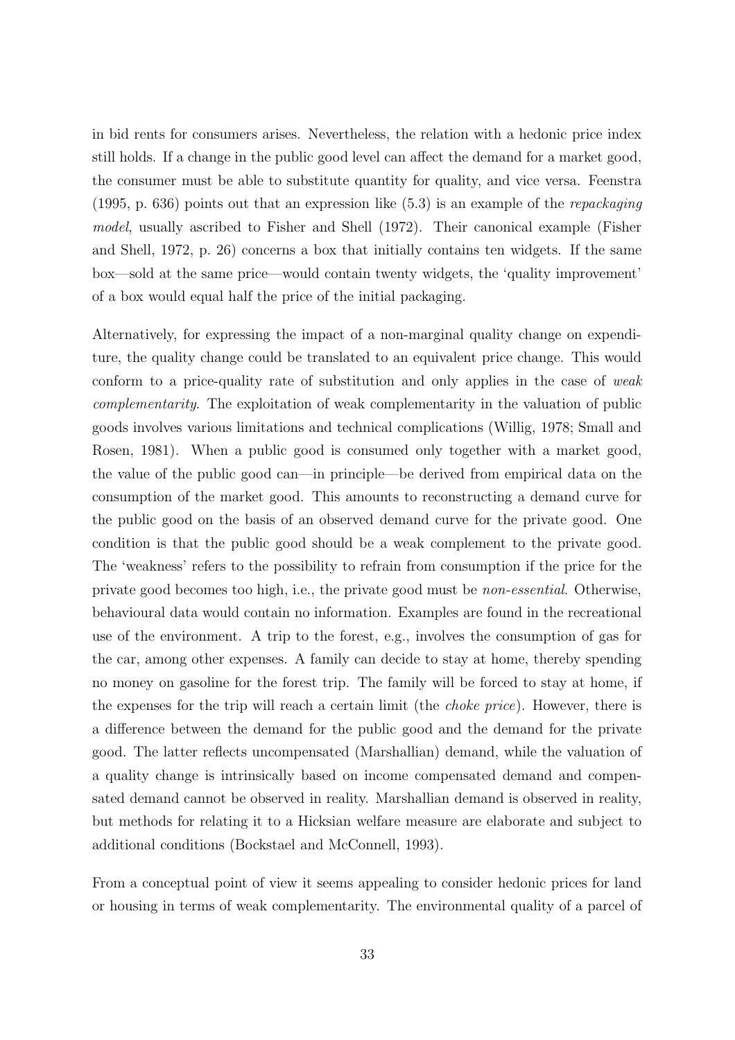in bid rents for consumers arises. Nevertheless, the relation with a hedonic price index still holds. If a change in the public good level can affect the demand for a market good, the consumer must be able to substitute quantity for quality, and vice versa. Feenstra (1995, p. 636) points out that an expression like (5.3) is an example of the *repackaging model*, usually ascribed to Fisher and Shell (1972). Their canonical example (Fisher and Shell, 1972, p. 26) concerns a box that initially contains ten widgets. If the same box—sold at the same price—would contain twenty widgets, the 'quality improvement' of a box would equal half the price of the initial packaging.

Alternatively, for expressing the impact of a non-marginal quality change on expenditure, the quality change could be translated to an equivalent price change. This would conform to a price-quality rate of substitution and only applies in the case of *weak complementarity*. The exploitation of weak complementarity in the valuation of public goods involves various limitations and technical complications (Willig, 1978; Small and Rosen, 1981). When a public good is consumed only together with a market good, the value of the public good can—in principle—be derived from empirical data on the consumption of the market good. This amounts to reconstructing a demand curve for the public good on the basis of an observed demand curve for the private good. One condition is that the public good should be a weak complement to the private good. The 'weakness' refers to the possibility to refrain from consumption if the price for the private good becomes too high, i.e., the private good must be *non-essential*. Otherwise, behavioural data would contain no information. Examples are found in the recreational use of the environment. A trip to the forest, e.g., involves the consumption of gas for the car, among other expenses. A family can decide to stay at home, thereby spending no money on gasoline for the forest trip. The family will be forced to stay at home, if the expenses for the trip will reach a certain limit (the *choke price*). However, there is a difference between the demand for the public good and the demand for the private good. The latter reflects uncompensated (Marshallian) demand, while the valuation of a quality change is intrinsically based on income compensated demand and compensated demand cannot be observed in reality. Marshallian demand is observed in reality, but methods for relating it to a Hicksian welfare measure are elaborate and subject to additional conditions (Bockstael and McConnell, 1993).

From a conceptual point of view it seems appealing to consider hedonic prices for land or housing in terms of weak complementarity. The environmental quality of a parcel of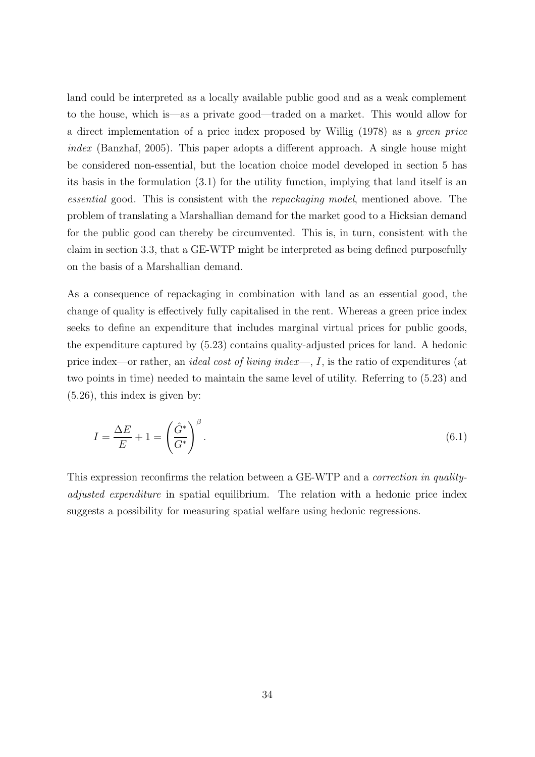land could be interpreted as a locally available public good and as a weak complement to the house, which is—as a private good—traded on a market. This would allow for a direct implementation of a price index proposed by Willig (1978) as a *green price index* (Banzhaf, 2005). This paper adopts a different approach. A single house might be considered non-essential, but the location choice model developed in section 5 has its basis in the formulation (3.1) for the utility function, implying that land itself is an *essential* good. This is consistent with the *repackaging model*, mentioned above. The problem of translating a Marshallian demand for the market good to a Hicksian demand for the public good can thereby be circumvented. This is, in turn, consistent with the claim in section 3.3, that a GE-WTP might be interpreted as being defined purposefully on the basis of a Marshallian demand.

As a consequence of repackaging in combination with land as an essential good, the change of quality is effectively fully capitalised in the rent. Whereas a green price index seeks to define an expenditure that includes marginal virtual prices for public goods, the expenditure captured by (5.23) contains quality-adjusted prices for land. A hedonic price index—or rather, an *ideal cost of living index*—, $I$, is the ratio of expenditures (at two points in time) needed to maintain the same level of utility. Referring to (5.23) and (5.26), this index is given by:

$$I = \frac{\Delta E}{E} + 1 = \left( \frac{\hat{G}^*}{G^*} \right)^{\beta}. \tag{6.1}$$

This expression reconfirms the relation between a GE-WTP and a *correction in quality-adjusted expenditure* in spatial equilibrium. The relation with a hedonic price index suggests a possibility for measuring spatial welfare using hedonic regressions.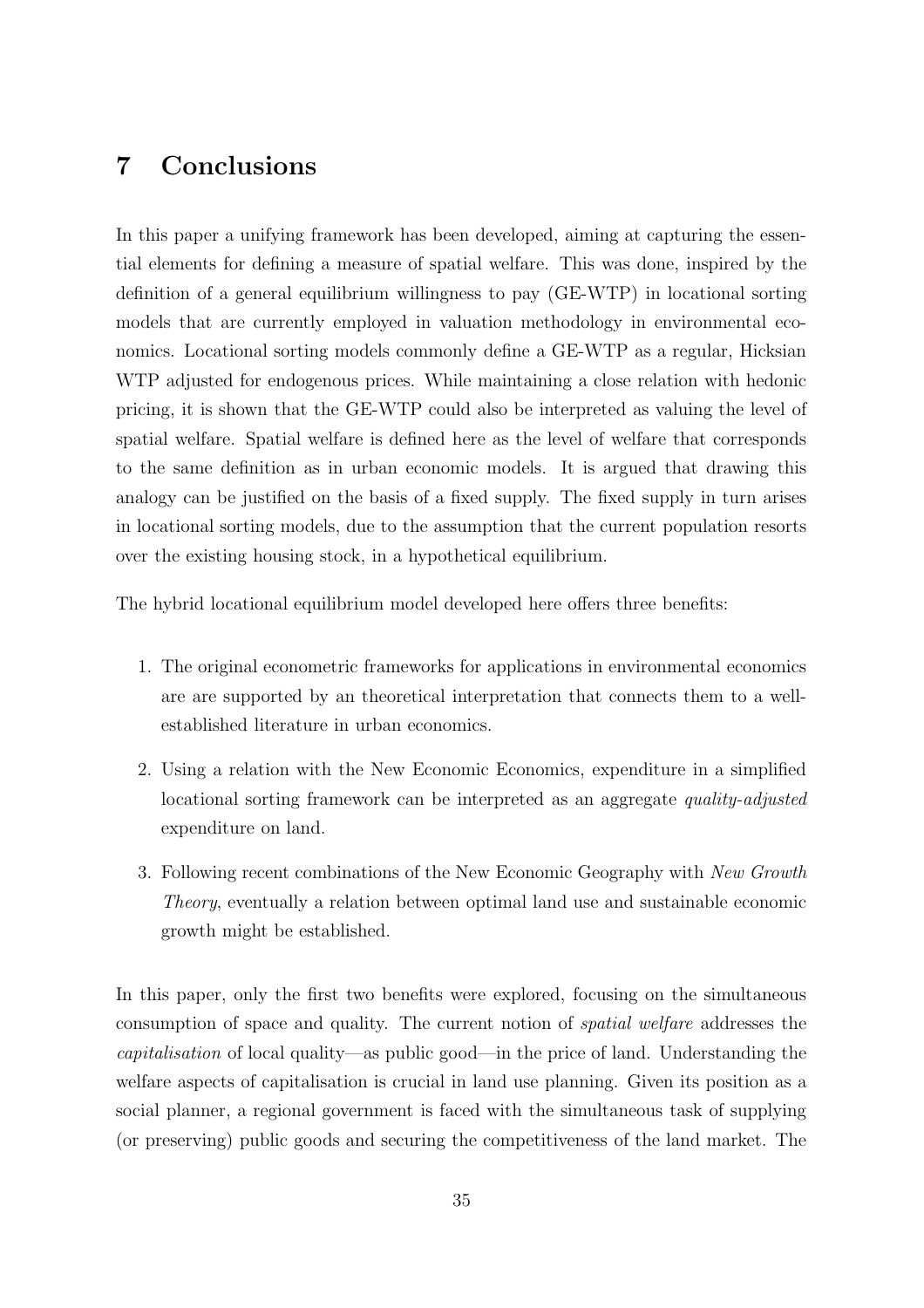# 7 Conclusions

In this paper a unifying framework has been developed, aiming at capturing the essential elements for defining a measure of spatial welfare. This was done, inspired by the definition of a general equilibrium willingness to pay (GE-WTP) in locational sorting models that are currently employed in valuation methodology in environmental economics. Locational sorting models commonly define a GE-WTP as a regular, Hicksian WTP adjusted for endogenous prices. While maintaining a close relation with hedonic pricing, it is shown that the GE-WTP could also be interpreted as valuing the level of spatial welfare. Spatial welfare is defined here as the level of welfare that corresponds to the same definition as in urban economic models. It is argued that drawing this analogy can be justified on the basis of a fixed supply. The fixed supply in turn arises in locational sorting models, due to the assumption that the current population resorts over the existing housing stock, in a hypothetical equilibrium.

The hybrid locational equilibrium model developed here offers three benefits:

1. The original econometric frameworks for applications in environmental economics are are supported by an theoretical interpretation that connects them to a well-established literature in urban economics.
2. Using a relation with the New Economic Economics, expenditure in a simplified locational sorting framework can be interpreted as an aggregate *quality-adjusted* expenditure on land.
3. Following recent combinations of the New Economic Geography with *New Growth Theory*, eventually a relation between optimal land use and sustainable economic growth might be established.

In this paper, only the first two benefits were explored, focusing on the simultaneous consumption of space and quality. The current notion of *spatial welfare* addresses the *capitalisation* of local quality—as public good—in the price of land. Understanding the welfare aspects of capitalisation is crucial in land use planning. Given its position as a social planner, a regional government is faced with the simultaneous task of supplying (or preserving) public goods and securing the competitiveness of the land market. The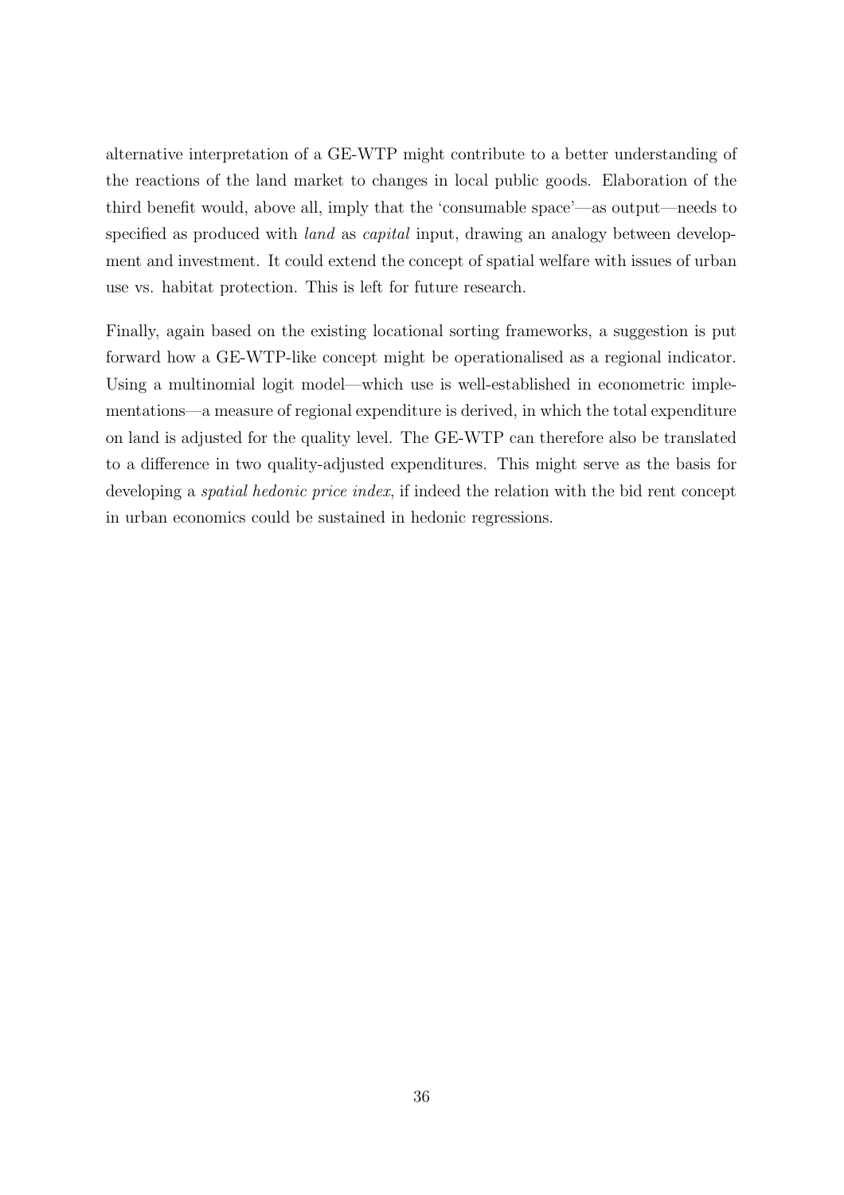alternative interpretation of a GE-WTP might contribute to a better understanding of the reactions of the land market to changes in local public goods. Elaboration of the third benefit would, above all, imply that the 'consumable space'—as output—needs to specified as produced with *land* as *capital* input, drawing an analogy between development and investment. It could extend the concept of spatial welfare with issues of urban use vs. habitat protection. This is left for future research.

Finally, again based on the existing locational sorting frameworks, a suggestion is put forward how a GE-WTP-like concept might be operationalised as a regional indicator. Using a multinomial logit model—which use is well-established in econometric implementations—a measure of regional expenditure is derived, in which the total expenditure on land is adjusted for the quality level. The GE-WTP can therefore also be translated to a difference in two quality-adjusted expenditures. This might serve as the basis for developing a *spatial hedonic price index*, if indeed the relation with the bid rent concept in urban economics could be sustained in hedonic regressions.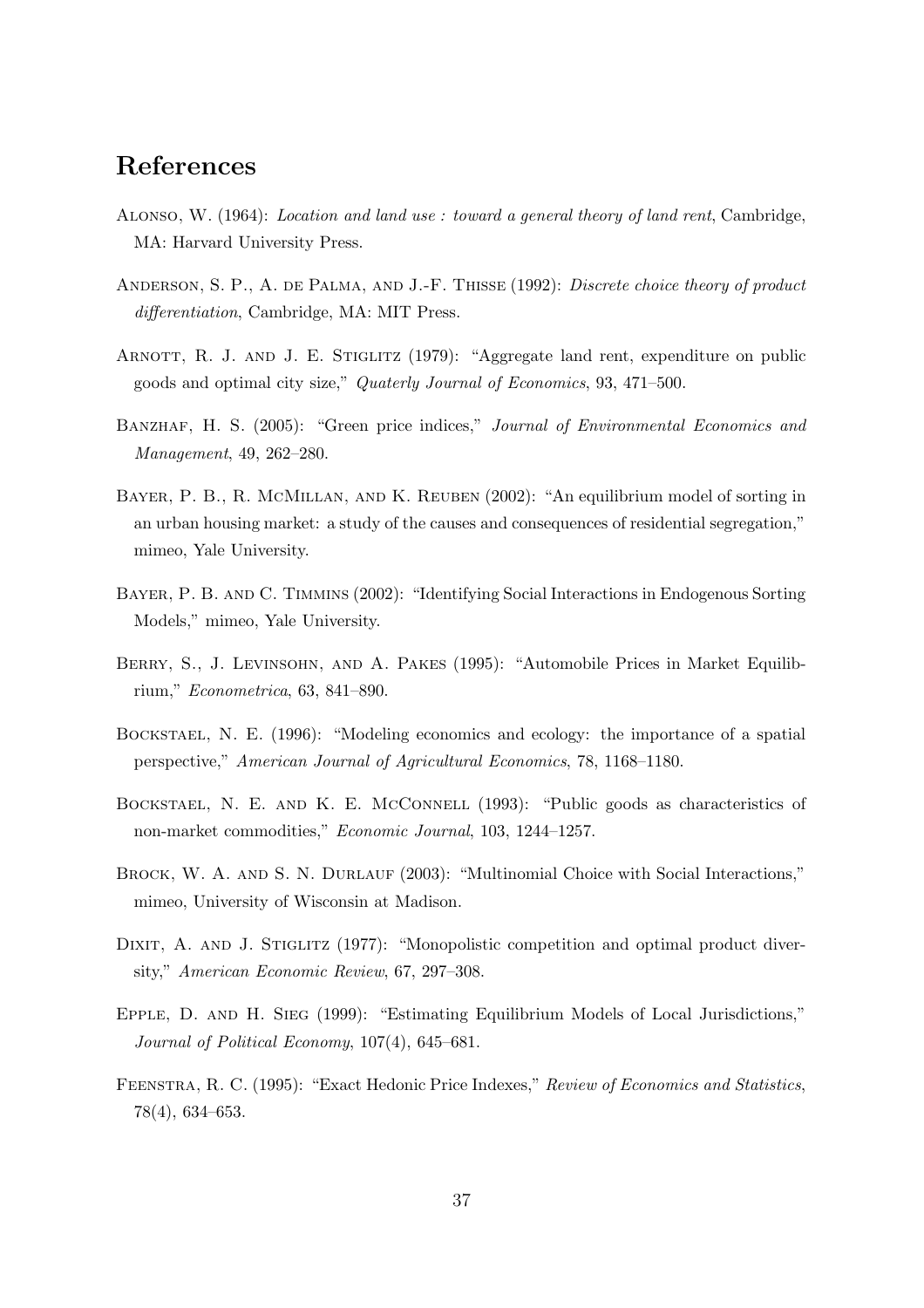# References

Alonso, W. (1964): *Location and land use : toward a general theory of land rent*, Cambridge, MA: Harvard University Press.

Anderson, S. P., A. de Palma, and J.-F. Thisse (1992): *Discrete choice theory of product differentiation*, Cambridge, MA: MIT Press.

Arnott, R. J. and J. E. Stiglitz (1979): "Aggregate land rent, expenditure on public goods and optimal city size," *Quaterly Journal of Economics*, 93, 471–500.

Banzhaf, H. S. (2005): "Green price indices," *Journal of Environmental Economics and Management*, 49, 262–280.

Bayer, P. B., R. McMillan, and K. Reuben (2002): "An equilibrium model of sorting in an urban housing market: a study of the causes and consequences of residential segregation," mimeo, Yale University.

Bayer, P. B. and C. Timmins (2002): "Identifying Social Interactions in Endogenous Sorting Models," mimeo, Yale University.

Berry, S., J. Levinsohn, and A. Pakes (1995): "Automobile Prices in Market Equilibrium," *Econometrica*, 63, 841–890.

Bockstael, N. E. (1996): "Modeling economics and ecology: the importance of a spatial perspective," *American Journal of Agricultural Economics*, 78, 1168–1180.

Bockstael, N. E. and K. E. McConnell (1993): "Public goods as characteristics of non-market commodities," *Economic Journal*, 103, 1244–1257.

Brock, W. A. and S. N. Durlauf (2003): "Multinomial Choice with Social Interactions," mimeo, University of Wisconsin at Madison.

Dixit, A. and J. Stiglitz (1977): "Monopolistic competition and optimal product diversity," *American Economic Review*, 67, 297–308.

Epple, D. and H. Sieg (1999): "Estimating Equilibrium Models of Local Jurisdictions," *Journal of Political Economy*, 107(4), 645–681.

Feenstra, R. C. (1995): "Exact Hedonic Price Indexes," *Review of Economics and Statistics*, 78(4), 634–653.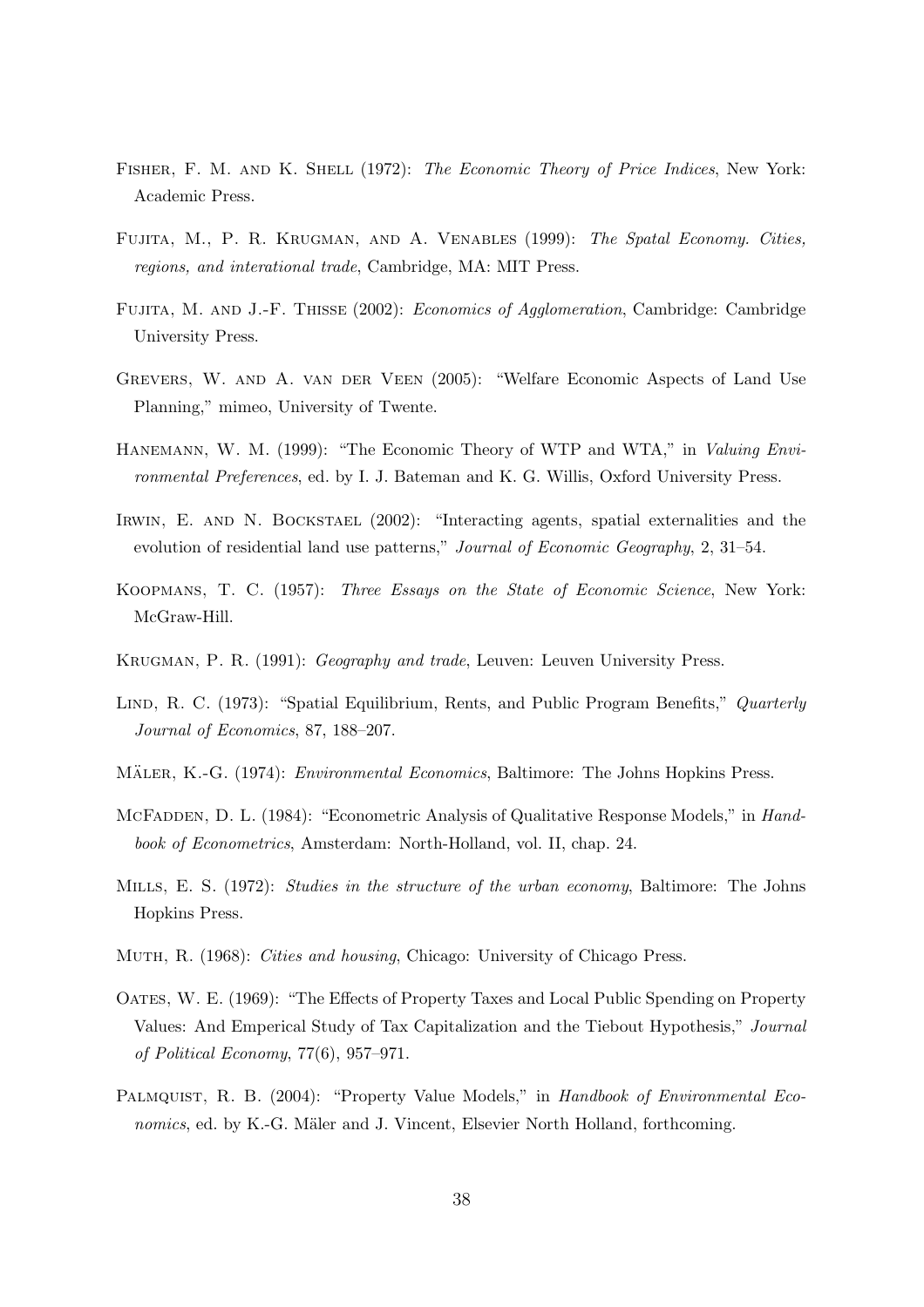Fisher, F. M. and K. Shell (1972): *The Economic Theory of Price Indices*, New York: Academic Press.

Fujita, M., P. R. Krugman, and A. Venables (1999): *The Spatal Economy. Cities, regions, and interational trade*, Cambridge, MA: MIT Press.

Fujita, M. and J.-F. Thisse (2002): *Economics of Agglomeration*, Cambridge: Cambridge University Press.

Grevers, W. and A. van der Veen (2005): "Welfare Economic Aspects of Land Use Planning," mimeo, University of Twente.

Hanemann, W. M. (1999): "The Economic Theory of WTP and WTA," in *Valuing Environmental Preferences*, ed. by I. J. Bateman and K. G. Willis, Oxford University Press.

Irwin, E. and N. Bockstael (2002): "Interacting agents, spatial externalities and the evolution of residential land use patterns," *Journal of Economic Geography*, 2, 31–54.

Koopmans, T. C. (1957): *Three Essays on the State of Economic Science*, New York: McGraw-Hill.

Krugman, P. R. (1991): *Geography and trade*, Leuven: Leuven University Press.

Lind, R. C. (1973): "Spatial Equilibrium, Rents, and Public Program Benefits," *Quarterly Journal of Economics*, 87, 188–207.

Mäler, K.-G. (1974): *Environmental Economics*, Baltimore: The Johns Hopkins Press.

McFadden, D. L. (1984): "Econometric Analysis of Qualitative Response Models," in *Handbook of Econometrics*, Amsterdam: North-Holland, vol. II, chap. 24.

Mills, E. S. (1972): *Studies in the structure of the urban economy*, Baltimore: The Johns Hopkins Press.

Muth, R. (1968): *Cities and housing*, Chicago: University of Chicago Press.

Oates, W. E. (1969): "The Effects of Property Taxes and Local Public Spending on Property Values: And Emperical Study of Tax Capitalization and the Tiebout Hypothesis," *Journal of Political Economy*, 77(6), 957–971.

Palmquist, R. B. (2004): "Property Value Models," in *Handbook of Environmental Economics*, ed. by K.-G. Mäler and J. Vincent, Elsevier North Holland, forthcoming.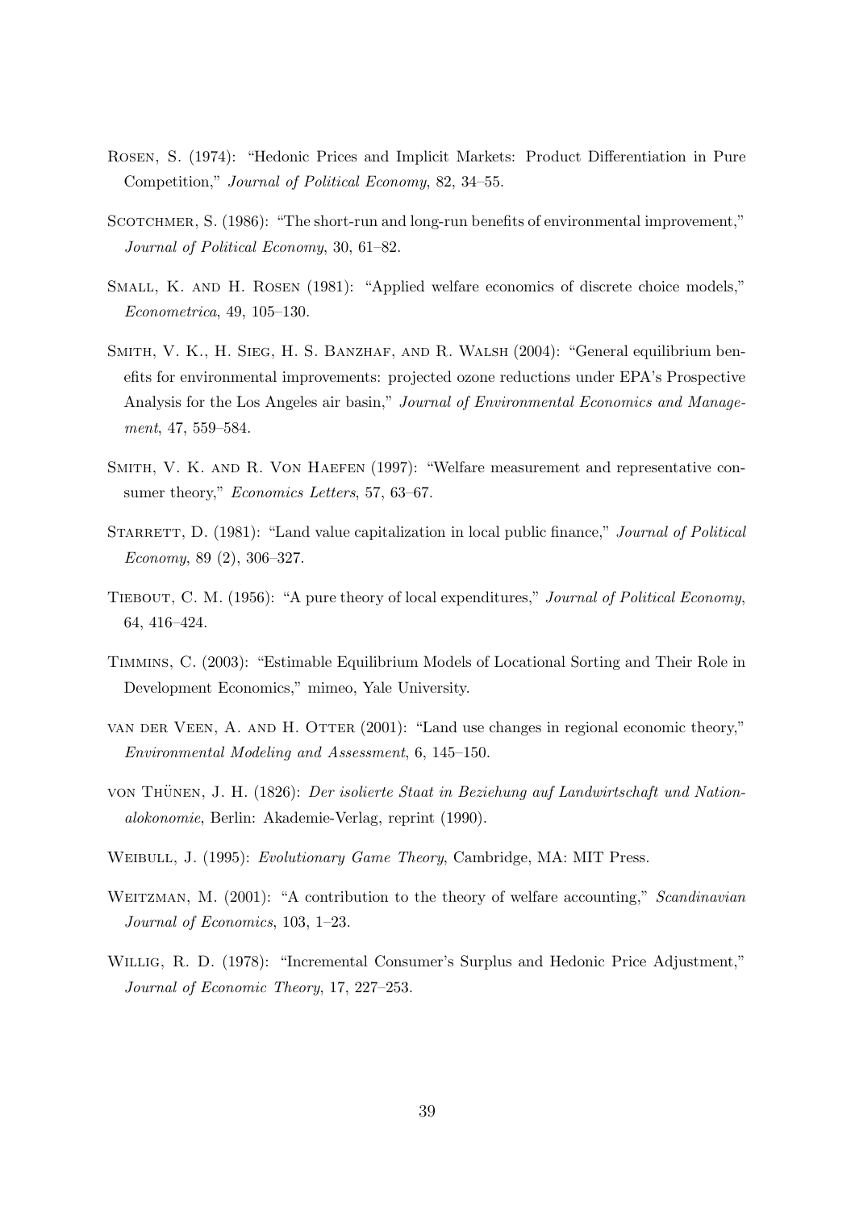Rosen, S. (1974): "Hedonic Prices and Implicit Markets: Product Differentiation in Pure Competition," *Journal of Political Economy*, 82, 34–55.

Scotchmer, S. (1986): "The short-run and long-run benefits of environmental improvement," *Journal of Political Economy*, 30, 61–82.

Small, K. and H. Rosen (1981): "Applied welfare economics of discrete choice models," *Econometrica*, 49, 105–130.

Smith, V. K., H. Sieg, H. S. Banzhaf, and R. Walsh (2004): "General equilibrium benefits for environmental improvements: projected ozone reductions under EPA's Prospective Analysis for the Los Angeles air basin," *Journal of Environmental Economics and Management*, 47, 559–584.

Smith, V. K. and R. Von Haefen (1997): "Welfare measurement and representative consumer theory," *Economics Letters*, 57, 63–67.

Starrett, D. (1981): "Land value capitalization in local public finance," *Journal of Political Economy*, 89 (2), 306–327.

Tiebout, C. M. (1956): "A pure theory of local expenditures," *Journal of Political Economy*, 64, 416–424.

Timmins, C. (2003): "Estimable Equilibrium Models of Locational Sorting and Their Role in Development Economics," mimeo, Yale University.

van der Veen, A. and H. Otter (2001): "Land use changes in regional economic theory," *Environmental Modeling and Assessment*, 6, 145–150.

von Thünen, J. H. (1826): *Der isolierte Staat in Beziehung auf Landwirtschaft und Nationalokonomie*, Berlin: Akademie-Verlag, reprint (1990).

Weibull, J. (1995): *Evolutionary Game Theory*, Cambridge, MA: MIT Press.

Weitzman, M. (2001): "A contribution to the theory of welfare accounting," *Scandinavian Journal of Economics*, 103, 1–23.

Willig, R. D. (1978): "Incremental Consumer's Surplus and Hedonic Price Adjustment," *Journal of Economic Theory*, 17, 227–253.